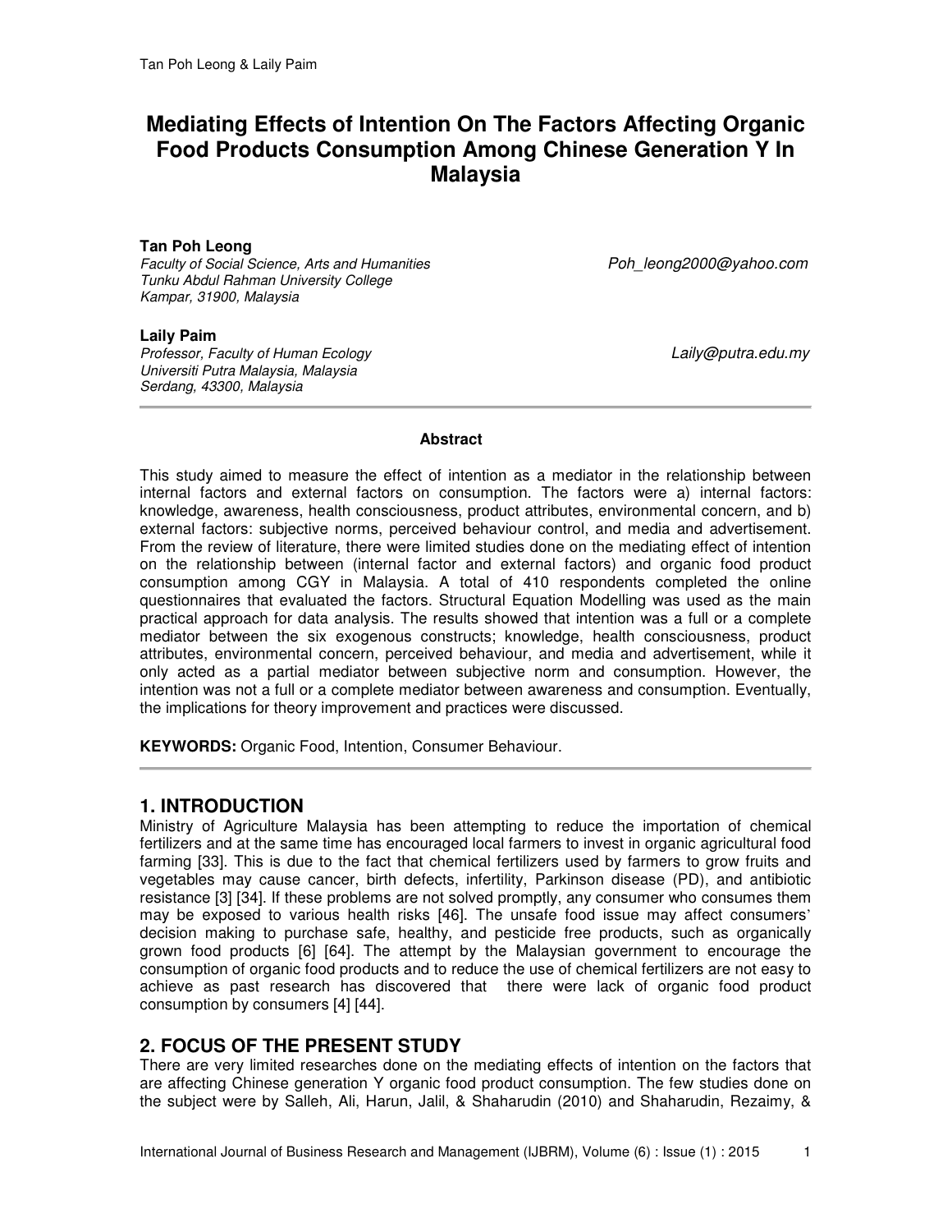# Mediating Effects of Intention On The Factors Affecting Organic Food Products Consumption Among Chinese Generation Y In Malaysia

**Tan Poh Leong**
*Faculty of Social Science, Arts and Humanities*
*Tunku Abdul Rahman University College*
*Kampar, 31900, Malaysia*
*Poh_leong2000@yahoo.com*

**Laily Paim**
*Professor, Faculty of Human Ecology*
*Universiti Putra Malaysia, Malaysia*
*Serdang, 43300, Malaysia*
*Laily@putra.edu.my*

---

**Abstract**

This study aimed to measure the effect of intention as a mediator in the relationship between internal factors and external factors on consumption. The factors were a) internal factors: knowledge, awareness, health consciousness, product attributes, environmental concern, and b) external factors: subjective norms, perceived behaviour control, and media and advertisement. From the review of literature, there were limited studies done on the mediating effect of intention on the relationship between (internal factor and external factors) and organic food product consumption among CGY in Malaysia. A total of 410 respondents completed the online questionnaires that evaluated the factors. Structural Equation Modelling was used as the main practical approach for data analysis. The results showed that intention was a full or a complete mediator between the six exogenous constructs; knowledge, health consciousness, product attributes, environmental concern, perceived behaviour, and media and advertisement, while it only acted as a partial mediator between subjective norm and consumption. However, the intention was not a full or a complete mediator between awareness and consumption. Eventually, the implications for theory improvement and practices were discussed.

**KEYWORDS:** Organic Food, Intention, Consumer Behaviour.

---

## 1. INTRODUCTION

Ministry of Agriculture Malaysia has been attempting to reduce the importation of chemical fertilizers and at the same time has encouraged local farmers to invest in organic agricultural food farming [33]. This is due to the fact that chemical fertilizers used by farmers to grow fruits and vegetables may cause cancer, birth defects, infertility, Parkinson disease (PD), and antibiotic resistance [3] [34]. If these problems are not solved promptly, any consumer who consumes them may be exposed to various health risks [46]. The unsafe food issue may affect consumers' decision making to purchase safe, healthy, and pesticide free products, such as organically grown food products [6] [64]. The attempt by the Malaysian government to encourage the consumption of organic food products and to reduce the use of chemical fertilizers are not easy to achieve as past research has discovered that there were lack of organic food product consumption by consumers [4] [44].

## 2. FOCUS OF THE PRESENT STUDY

There are very limited researches done on the mediating effects of intention on the factors that are affecting Chinese generation Y organic food product consumption. The few studies done on the subject were by Salleh, Ali, Harun, Jalil, & Shaharudin (2010) and Shaharudin, Rezaimy, &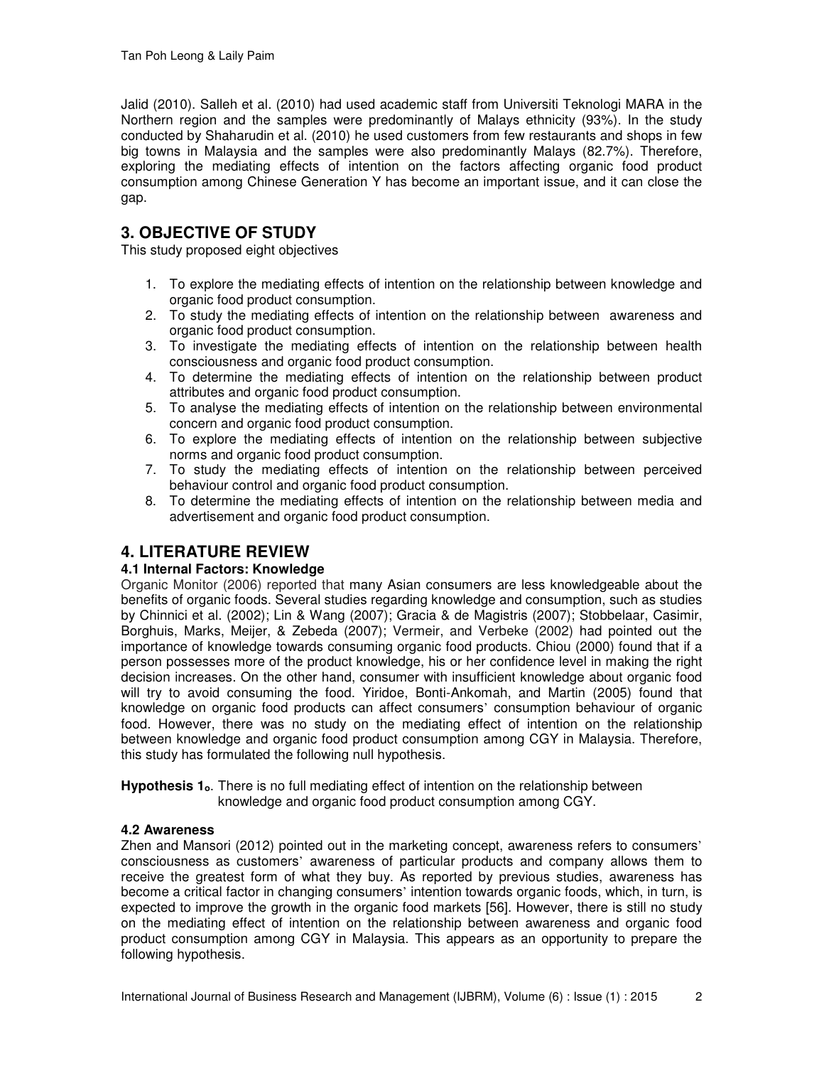Jalid (2010). Salleh et al. (2010) had used academic staff from Universiti Teknologi MARA in the Northern region and the samples were predominantly of Malays ethnicity (93%). In the study conducted by Shaharudin et al. (2010) he used customers from few restaurants and shops in few big towns in Malaysia and the samples were also predominantly Malays (82.7%). Therefore, exploring the mediating effects of intention on the factors affecting organic food product consumption among Chinese Generation Y has become an important issue, and it can close the gap.

## 3. OBJECTIVE OF STUDY

This study proposed eight objectives

1. To explore the mediating effects of intention on the relationship between knowledge and organic food product consumption.
2. To study the mediating effects of intention on the relationship between awareness and organic food product consumption.
3. To investigate the mediating effects of intention on the relationship between health consciousness and organic food product consumption.
4. To determine the mediating effects of intention on the relationship between product attributes and organic food product consumption.
5. To analyse the mediating effects of intention on the relationship between environmental concern and organic food product consumption.
6. To explore the mediating effects of intention on the relationship between subjective norms and organic food product consumption.
7. To study the mediating effects of intention on the relationship between perceived behaviour control and organic food product consumption.
8. To determine the mediating effects of intention on the relationship between media and advertisement and organic food product consumption.

## 4. LITERATURE REVIEW

### 4.1 Internal Factors: Knowledge

Organic Monitor (2006) reported that many Asian consumers are less knowledgeable about the benefits of organic foods. Several studies regarding knowledge and consumption, such as studies by Chinnici et al. (2002); Lin & Wang (2007); Gracia & de Magistris (2007); Stobbelaar, Casimir, Borghuis, Marks, Meijer, & Zebeda (2007); Vermeir, and Verbeke (2002) had pointed out the importance of knowledge towards consuming organic food products. Chiou (2000) found that if a person possesses more of the product knowledge, his or her confidence level in making the right decision increases. On the other hand, consumer with insufficient knowledge about organic food will try to avoid consuming the food. Yiridoe, Bonti-Ankomah, and Martin (2005) found that knowledge on organic food products can affect consumers' consumption behaviour of organic food. However, there was no study on the mediating effect of intention on the relationship between knowledge and organic food product consumption among CGY in Malaysia. Therefore, this study has formulated the following null hypothesis.

**Hypothesis $1_o$.** There is no full mediating effect of intention on the relationship between knowledge and organic food product consumption among CGY.

### 4.2 Awareness

Zhen and Mansori (2012) pointed out in the marketing concept, awareness refers to consumers' consciousness as customers' awareness of particular products and company allows them to receive the greatest form of what they buy. As reported by previous studies, awareness has become a critical factor in changing consumers' intention towards organic foods, which, in turn, is expected to improve the growth in the organic food markets [56]. However, there is still no study on the mediating effect of intention on the relationship between awareness and organic food product consumption among CGY in Malaysia. This appears as an opportunity to prepare the following hypothesis.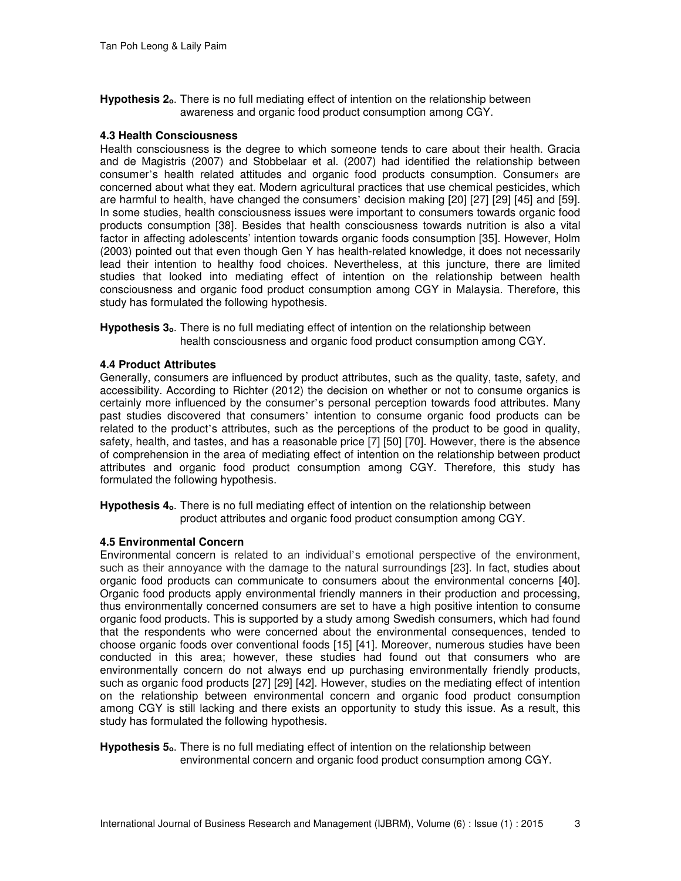**Hypothesis $2_o$**. There is no full mediating effect of intention on the relationship between awareness and organic food product consumption among CGY.

### 4.3 Health Consciousness

Health consciousness is the degree to which someone tends to care about their health. Gracia and de Magistris (2007) and Stobbelaar et al. (2007) had identified the relationship between consumer's health related attitudes and organic food products consumption. Consumers are concerned about what they eat. Modern agricultural practices that use chemical pesticides, which are harmful to health, have changed the consumers' decision making [20] [27] [29] [45] and [59]. In some studies, health consciousness issues were important to consumers towards organic food products consumption [38]. Besides that health consciousness towards nutrition is also a vital factor in affecting adolescents' intention towards organic foods consumption [35]. However, Holm (2003) pointed out that even though Gen Y has health-related knowledge, it does not necessarily lead their intention to healthy food choices. Nevertheless, at this juncture, there are limited studies that looked into mediating effect of intention on the relationship between health consciousness and organic food product consumption among CGY in Malaysia. Therefore, this study has formulated the following hypothesis.

**Hypothesis $3_o$**. There is no full mediating effect of intention on the relationship between health consciousness and organic food product consumption among CGY.

### 4.4 Product Attributes

Generally, consumers are influenced by product attributes, such as the quality, taste, safety, and accessibility. According to Richter (2012) the decision on whether or not to consume organics is certainly more influenced by the consumer's personal perception towards food attributes. Many past studies discovered that consumers' intention to consume organic food products can be related to the product's attributes, such as the perceptions of the product to be good in quality, safety, health, and tastes, and has a reasonable price [7] [50] [70]. However, there is the absence of comprehension in the area of mediating effect of intention on the relationship between product attributes and organic food product consumption among CGY. Therefore, this study has formulated the following hypothesis.

**Hypothesis $4_o$**. There is no full mediating effect of intention on the relationship between product attributes and organic food product consumption among CGY.

### 4.5 Environmental Concern

Environmental concern is related to an individual's emotional perspective of the environment, such as their annoyance with the damage to the natural surroundings [23]. In fact, studies about organic food products can communicate to consumers about the environmental concerns [40]. Organic food products apply environmental friendly manners in their production and processing, thus environmentally concerned consumers are set to have a high positive intention to consume organic food products. This is supported by a study among Swedish consumers, which had found that the respondents who were concerned about the environmental consequences, tended to choose organic foods over conventional foods [15] [41]. Moreover, numerous studies have been conducted in this area; however, these studies had found out that consumers who are environmentally concern do not always end up purchasing environmentally friendly products, such as organic food products [27] [29] [42]. However, studies on the mediating effect of intention on the relationship between environmental concern and organic food product consumption among CGY is still lacking and there exists an opportunity to study this issue. As a result, this study has formulated the following hypothesis.

**Hypothesis $5_o$**. There is no full mediating effect of intention on the relationship between environmental concern and organic food product consumption among CGY.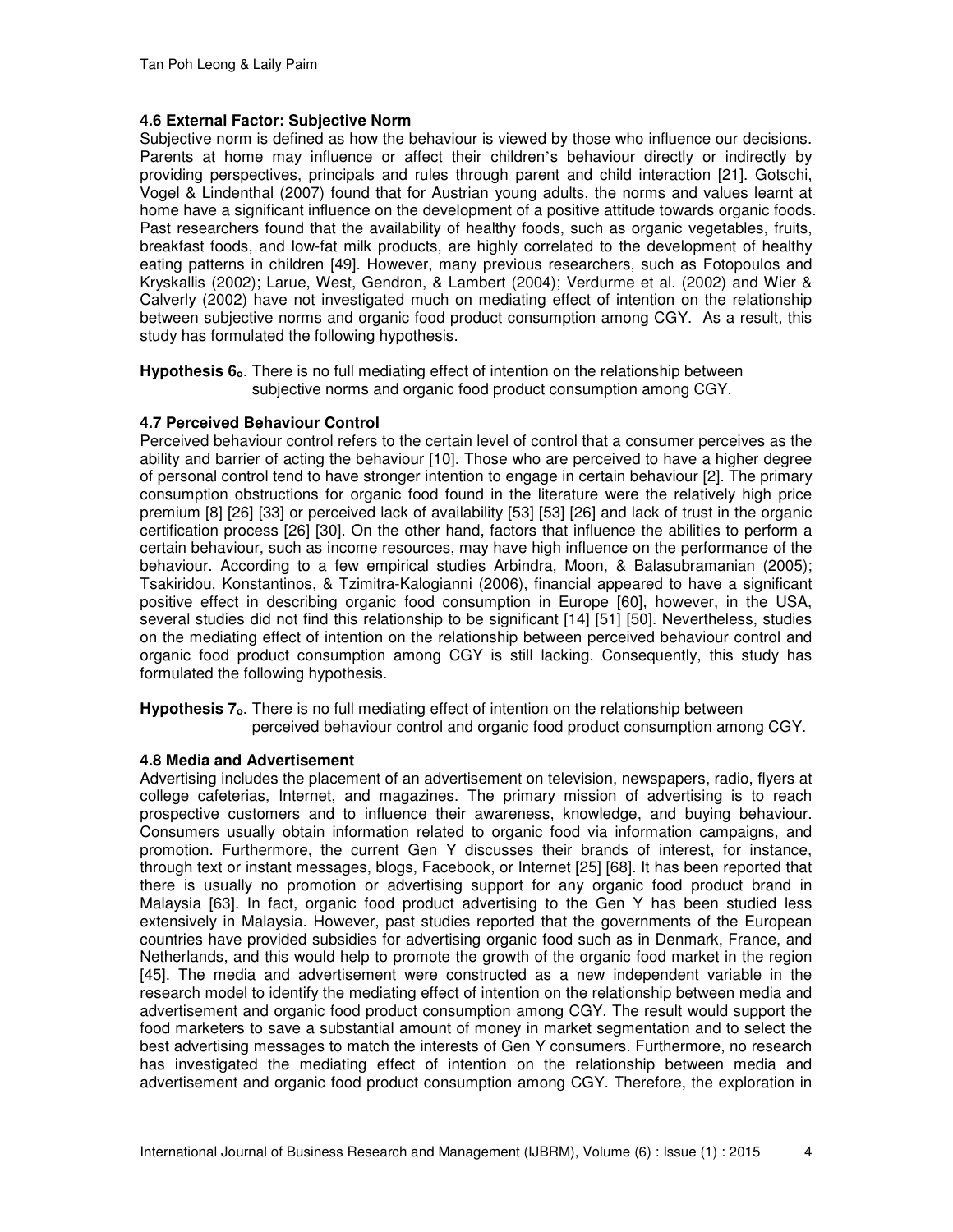### 4.6 External Factor: Subjective Norm

Subjective norm is defined as how the behaviour is viewed by those who influence our decisions. Parents at home may influence or affect their children's behaviour directly or indirectly by providing perspectives, principals and rules through parent and child interaction [21]. Gotschi, Vogel & Lindenthal (2007) found that for Austrian young adults, the norms and values learnt at home have a significant influence on the development of a positive attitude towards organic foods. Past researchers found that the availability of healthy foods, such as organic vegetables, fruits, breakfast foods, and low-fat milk products, are highly correlated to the development of healthy eating patterns in children [49]. However, many previous researchers, such as Fotopoulos and Kryskallis (2002); Larue, West, Gendron, & Lambert (2004); Verdurme et al. (2002) and Wier & Calverly (2002) have not investigated much on mediating effect of intention on the relationship between subjective norms and organic food product consumption among CGY. As a result, this study has formulated the following hypothesis.

**Hypothesis 6$_o$**. There is no full mediating effect of intention on the relationship between subjective norms and organic food product consumption among CGY.

### 4.7 Perceived Behaviour Control

Perceived behaviour control refers to the certain level of control that a consumer perceives as the ability and barrier of acting the behaviour [10]. Those who are perceived to have a higher degree of personal control tend to have stronger intention to engage in certain behaviour [2]. The primary consumption obstructions for organic food found in the literature were the relatively high price premium [8] [26] [33] or perceived lack of availability [53] [53] [26] and lack of trust in the organic certification process [26] [30]. On the other hand, factors that influence the abilities to perform a certain behaviour, such as income resources, may have high influence on the performance of the behaviour. According to a few empirical studies Arbindra, Moon, & Balasubramanian (2005); Tsakiridou, Konstantinos, & Tzimitra-Kalogianni (2006), financial appeared to have a significant positive effect in describing organic food consumption in Europe [60], however, in the USA, several studies did not find this relationship to be significant [14] [51] [50]. Nevertheless, studies on the mediating effect of intention on the relationship between perceived behaviour control and organic food product consumption among CGY is still lacking. Consequently, this study has formulated the following hypothesis.

**Hypothesis 7$_o$**. There is no full mediating effect of intention on the relationship between perceived behaviour control and organic food product consumption among CGY.

### 4.8 Media and Advertisement

Advertising includes the placement of an advertisement on television, newspapers, radio, flyers at college cafeterias, Internet, and magazines. The primary mission of advertising is to reach prospective customers and to influence their awareness, knowledge, and buying behaviour. Consumers usually obtain information related to organic food via information campaigns, and promotion. Furthermore, the current Gen Y discusses their brands of interest, for instance, through text or instant messages, blogs, Facebook, or Internet [25] [68]. It has been reported that there is usually no promotion or advertising support for any organic food product brand in Malaysia [63]. In fact, organic food product advertising to the Gen Y has been studied less extensively in Malaysia. However, past studies reported that the governments of the European countries have provided subsidies for advertising organic food such as in Denmark, France, and Netherlands, and this would help to promote the growth of the organic food market in the region [45]. The media and advertisement were constructed as a new independent variable in the research model to identify the mediating effect of intention on the relationship between media and advertisement and organic food product consumption among CGY. The result would support the food marketers to save a substantial amount of money in market segmentation and to select the best advertising messages to match the interests of Gen Y consumers. Furthermore, no research has investigated the mediating effect of intention on the relationship between media and advertisement and organic food product consumption among CGY. Therefore, the exploration in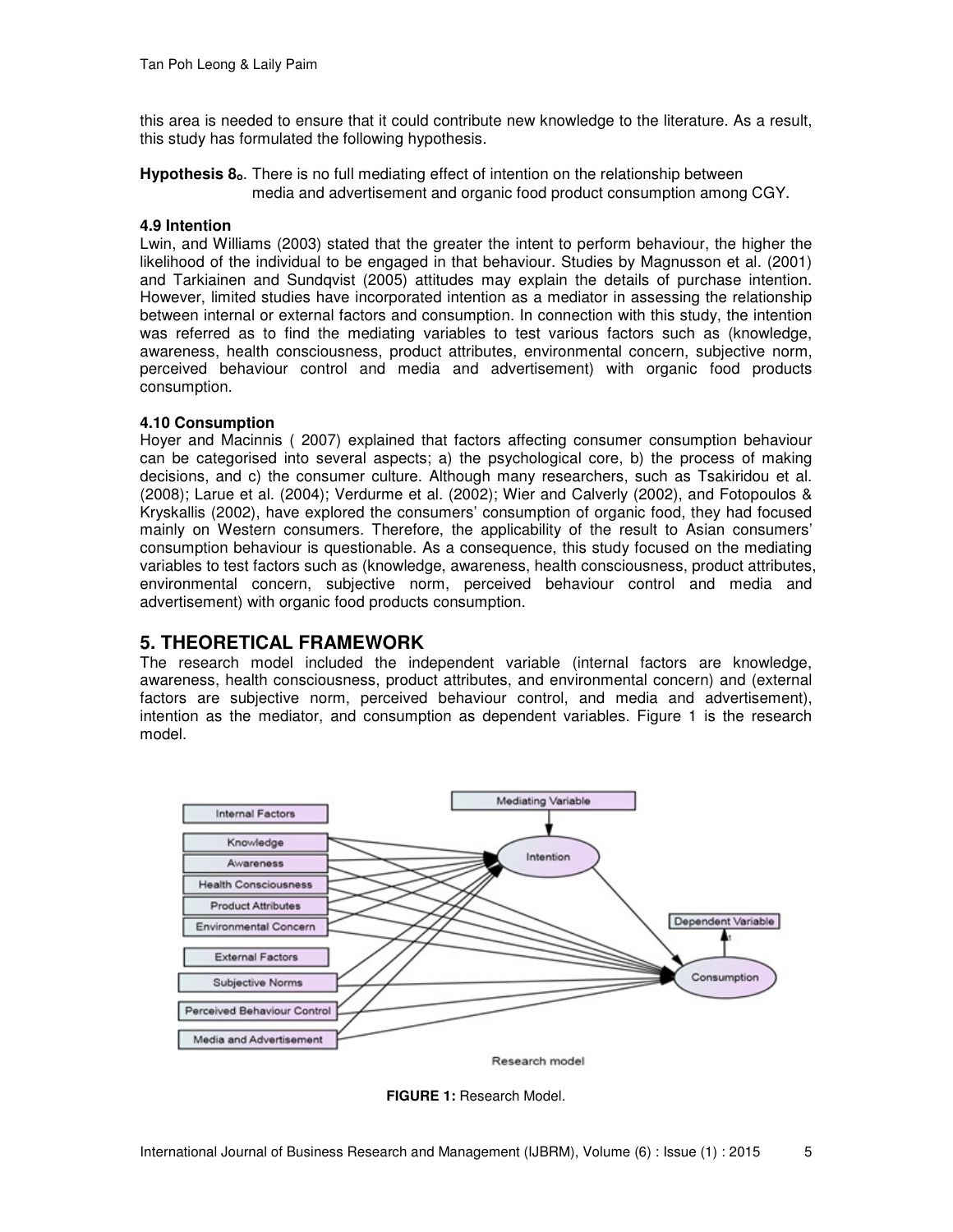this area is needed to ensure that it could contribute new knowledge to the literature. As a result, this study has formulated the following hypothesis.

**Hypothesis $8_o$**. There is no full mediating effect of intention on the relationship between media and advertisement and organic food product consumption among CGY.

### 4.9 Intention

Lwin, and Williams (2003) stated that the greater the intent to perform behaviour, the higher the likelihood of the individual to be engaged in that behaviour. Studies by Magnusson et al. (2001) and Tarkiainen and Sundqvist (2005) attitudes may explain the details of purchase intention. However, limited studies have incorporated intention as a mediator in assessing the relationship between internal or external factors and consumption. In connection with this study, the intention was referred as to find the mediating variables to test various factors such as (knowledge, awareness, health consciousness, product attributes, environmental concern, subjective norm, perceived behaviour control and media and advertisement) with organic food products consumption.

### 4.10 Consumption

Hoyer and Macinnis ( 2007) explained that factors affecting consumer consumption behaviour can be categorised into several aspects; a) the psychological core, b) the process of making decisions, and c) the consumer culture. Although many researchers, such as Tsakiridou et al. (2008); Larue et al. (2004); Verdurme et al. (2002); Wier and Calverly (2002), and Fotopoulos & Kryskallis (2002), have explored the consumers' consumption of organic food, they had focused mainly on Western consumers. Therefore, the applicability of the result to Asian consumers' consumption behaviour is questionable. As a consequence, this study focused on the mediating variables to test factors such as (knowledge, awareness, health consciousness, product attributes, environmental concern, subjective norm, perceived behaviour control and media and advertisement) with organic food products consumption.

## 5. THEORETICAL FRAMEWORK

The research model included the independent variable (internal factors are knowledge, awareness, health consciousness, product attributes, and environmental concern) and (external factors are subjective norm, perceived behaviour control, and media and advertisement), intention as the mediator, and consumption as dependent variables. Figure 1 is the research model.

**FIGURE 1:** Research Model.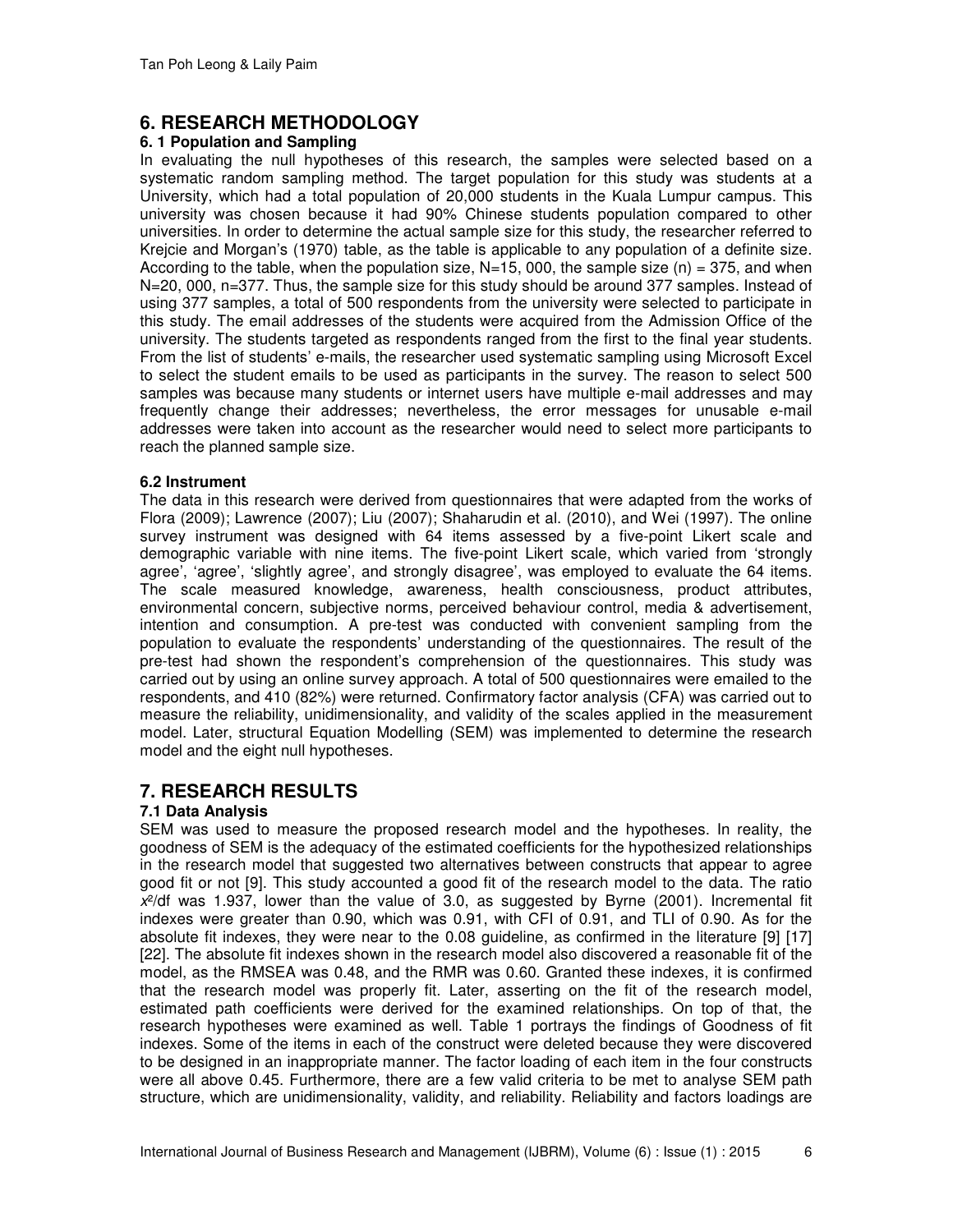# 6. RESEARCH METHODOLOGY

### 6. 1 Population and Sampling

In evaluating the null hypotheses of this research, the samples were selected based on a systematic random sampling method. The target population for this study was students at a University, which had a total population of 20,000 students in the Kuala Lumpur campus. This university was chosen because it had 90% Chinese students population compared to other universities. In order to determine the actual sample size for this study, the researcher referred to Krejcie and Morgan's (1970) table, as the table is applicable to any population of a definite size. According to the table, when the population size, N=15, 000, the sample size (n) = 375, and when N=20, 000, n=377. Thus, the sample size for this study should be around 377 samples. Instead of using 377 samples, a total of 500 respondents from the university were selected to participate in this study. The email addresses of the students were acquired from the Admission Office of the university. The students targeted as respondents ranged from the first to the final year students. From the list of students' e-mails, the researcher used systematic sampling using Microsoft Excel to select the student emails to be used as participants in the survey. The reason to select 500 samples was because many students or internet users have multiple e-mail addresses and may frequently change their addresses; nevertheless, the error messages for unusable e-mail addresses were taken into account as the researcher would need to select more participants to reach the planned sample size.

### 6.2 Instrument

The data in this research were derived from questionnaires that were adapted from the works of Flora (2009); Lawrence (2007); Liu (2007); Shaharudin et al. (2010), and Wei (1997). The online survey instrument was designed with 64 items assessed by a five-point Likert scale and demographic variable with nine items. The five-point Likert scale, which varied from 'strongly agree', 'agree', 'slightly agree', and strongly disagree', was employed to evaluate the 64 items. The scale measured knowledge, awareness, health consciousness, product attributes, environmental concern, subjective norms, perceived behaviour control, media & advertisement, intention and consumption. A pre-test was conducted with convenient sampling from the population to evaluate the respondents' understanding of the questionnaires. The result of the pre-test had shown the respondent's comprehension of the questionnaires. This study was carried out by using an online survey approach. A total of 500 questionnaires were emailed to the respondents, and 410 (82%) were returned. Confirmatory factor analysis (CFA) was carried out to measure the reliability, unidimensionality, and validity of the scales applied in the measurement model. Later, structural Equation Modelling (SEM) was implemented to determine the research model and the eight null hypotheses.

# 7. RESEARCH RESULTS

### 7.1 Data Analysis

SEM was used to measure the proposed research model and the hypotheses. In reality, the goodness of SEM is the adequacy of the estimated coefficients for the hypothesized relationships in the research model that suggested two alternatives between constructs that appear to agree good fit or not [9]. This study accounted a good fit of the research model to the data. The ratio $x^2$/df was 1.937, lower than the value of 3.0, as suggested by Byrne (2001). Incremental fit indexes were greater than 0.90, which was 0.91, with CFI of 0.91, and TLI of 0.90. As for the absolute fit indexes, they were near to the 0.08 guideline, as confirmed in the literature [9] [17] [22]. The absolute fit indexes shown in the research model also discovered a reasonable fit of the model, as the RMSEA was 0.48, and the RMR was 0.60. Granted these indexes, it is confirmed that the research model was properly fit. Later, asserting on the fit of the research model, estimated path coefficients were derived for the examined relationships. On top of that, the research hypotheses were examined as well. Table 1 portrays the findings of Goodness of fit indexes. Some of the items in each of the construct were deleted because they were discovered to be designed in an inappropriate manner. The factor loading of each item in the four constructs were all above 0.45. Furthermore, there are a few valid criteria to be met to analyse SEM path structure, which are unidimensionality, validity, and reliability. Reliability and factors loadings are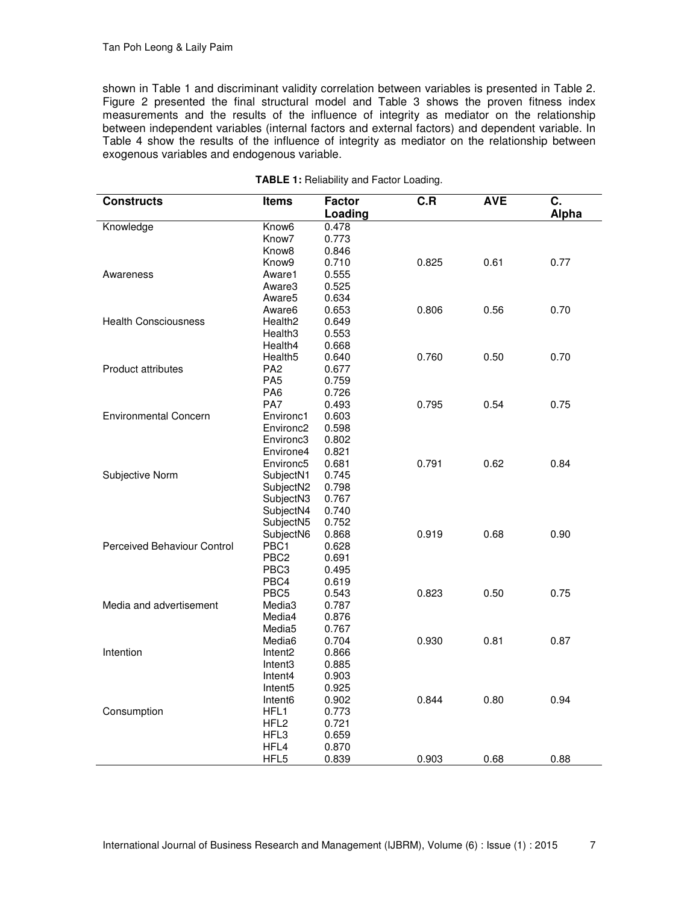shown in Table 1 and discriminant validity correlation between variables is presented in Table 2. Figure 2 presented the final structural model and Table 3 shows the proven fitness index measurements and the results of the influence of integrity as mediator on the relationship between independent variables (internal factors and external factors) and dependent variable. In Table 4 show the results of the influence of integrity as mediator on the relationship between exogenous variables and endogenous variable.

**TABLE 1:** Reliability and Factor Loading.

| Constructs | Items | Factor Loading | C.R | AVE | C. Alpha |
|---|---|---|---|---|---|
| Knowledge | Know6 | 0.478 | | | |
| | Know7 | 0.773 | | | |
| | Know8 | 0.846 | | | |
| | Know9 | 0.710 | 0.825 | 0.61 | 0.77 |
| Awareness | Aware1 | 0.555 | | | |
| | Aware3 | 0.525 | | | |
| | Aware5 | 0.634 | | | |
| | Aware6 | 0.653 | 0.806 | 0.56 | 0.70 |
| Health Consciousness | Health2 | 0.649 | | | |
| | Health3 | 0.553 | | | |
| | Health4 | 0.668 | | | |
| | Health5 | 0.640 | 0.760 | 0.50 | 0.70 |
| Product attributes | PA2 | 0.677 | | | |
| | PA5 | 0.759 | | | |
| | PA6 | 0.726 | | | |
| | PA7 | 0.493 | 0.795 | 0.54 | 0.75 |
| Environmental Concern | Environc1 | 0.603 | | | |
| | Environc2 | 0.598 | | | |
| | Environc3 | 0.802 | | | |
| | Environe4 | 0.821 | | | |
| | Environc5 | 0.681 | 0.791 | 0.62 | 0.84 |
| Subjective Norm | SubjectN1 | 0.745 | | | |
| | SubjectN2 | 0.798 | | | |
| | SubjectN3 | 0.767 | | | |
| | SubjectN4 | 0.740 | | | |
| | SubjectN5 | 0.752 | | | |
| | SubjectN6 | 0.868 | 0.919 | 0.68 | 0.90 |
| Perceived Behaviour Control | PBC1 | 0.628 | | | |
| | PBC2 | 0.691 | | | |
| | PBC3 | 0.495 | | | |
| | PBC4 | 0.619 | | | |
| | PBC5 | 0.543 | 0.823 | 0.50 | 0.75 |
| Media and advertisement | Media3 | 0.787 | | | |
| | Media4 | 0.876 | | | |
| | Media5 | 0.767 | | | |
| | Media6 | 0.704 | 0.930 | 0.81 | 0.87 |
| Intention | Intent2 | 0.866 | | | |
| | Intent3 | 0.885 | | | |
| | Intent4 | 0.903 | | | |
| | Intent5 | 0.925 | | | |
| | Intent6 | 0.902 | 0.844 | 0.80 | 0.94 |
| Consumption | HFL1 | 0.773 | | | |
| | HFL2 | 0.721 | | | |
| | HFL3 | 0.659 | | | |
| | HFL4 | 0.870 | | | |
| | HFL5 | 0.839 | 0.903 | 0.68 | 0.88 |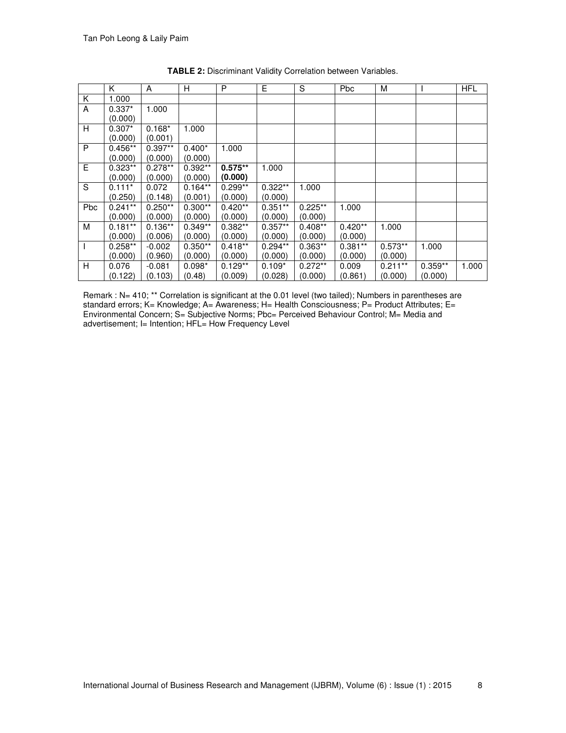**TABLE 2:** Discriminant Validity Correlation between Variables.

| | K | A | H | P | E | S | Pbc | M | I | HFL |
|---|---|---|---|---|---|---|---|---|---|---|
| K | 1.000 | | | | | | | | | |
| A | 0.337* (0.000) | 1.000 | | | | | | | | |
| H | 0.307* (0.000) | 0.168* (0.001) | 1.000 | | | | | | | |
| P | 0.456** (0.000) | 0.397** (0.000) | 0.400* (0.000) | 1.000 | | | | | | |
| E | 0.323** (0.000) | 0.278** (0.000) | 0.392** (0.000) | **0.575\*\* (0.000)** | 1.000 | | | | | |
| S | 0.111* (0.250) | 0.072 (0.148) | 0.164** (0.001) | 0.299** (0.000) | 0.322** (0.000) | 1.000 | | | | |
| Pbc | 0.241** (0.000) | 0.250** (0.000) | 0.300** (0.000) | 0.420** (0.000) | 0.351** (0.000) | 0.225** (0.000) | 1.000 | | | |
| M | 0.181** (0.000) | 0.136** (0.006) | 0.349** (0.000) | 0.382** (0.000) | 0.357** (0.000) | 0.408** (0.000) | 0.420** (0.000) | 1.000 | | |
| I | 0.258** (0.000) | -0.002 (0.960) | 0.350** (0.000) | 0.418** (0.000) | 0.294** (0.000) | 0.363** (0.000) | 0.381** (0.000) | 0.573** (0.000) | 1.000 | |
| H | 0.076 (0.122) | -0.081 (0.103) | 0.098* (0.48) | 0.129** (0.009) | 0.109* (0.028) | 0.272** (0.000) | 0.009 (0.861) | 0.211** (0.000) | 0.359** (0.000) | 1.000 |

Remark : N= 410; ** Correlation is significant at the 0.01 level (two tailed); Numbers in parentheses are standard errors; K= Knowledge; A= Awareness; H= Health Consciousness; P= Product Attributes; E= Environmental Concern; S= Subjective Norms; Pbc= Perceived Behaviour Control; M= Media and advertisement; I= Intention; HFL= How Frequency Level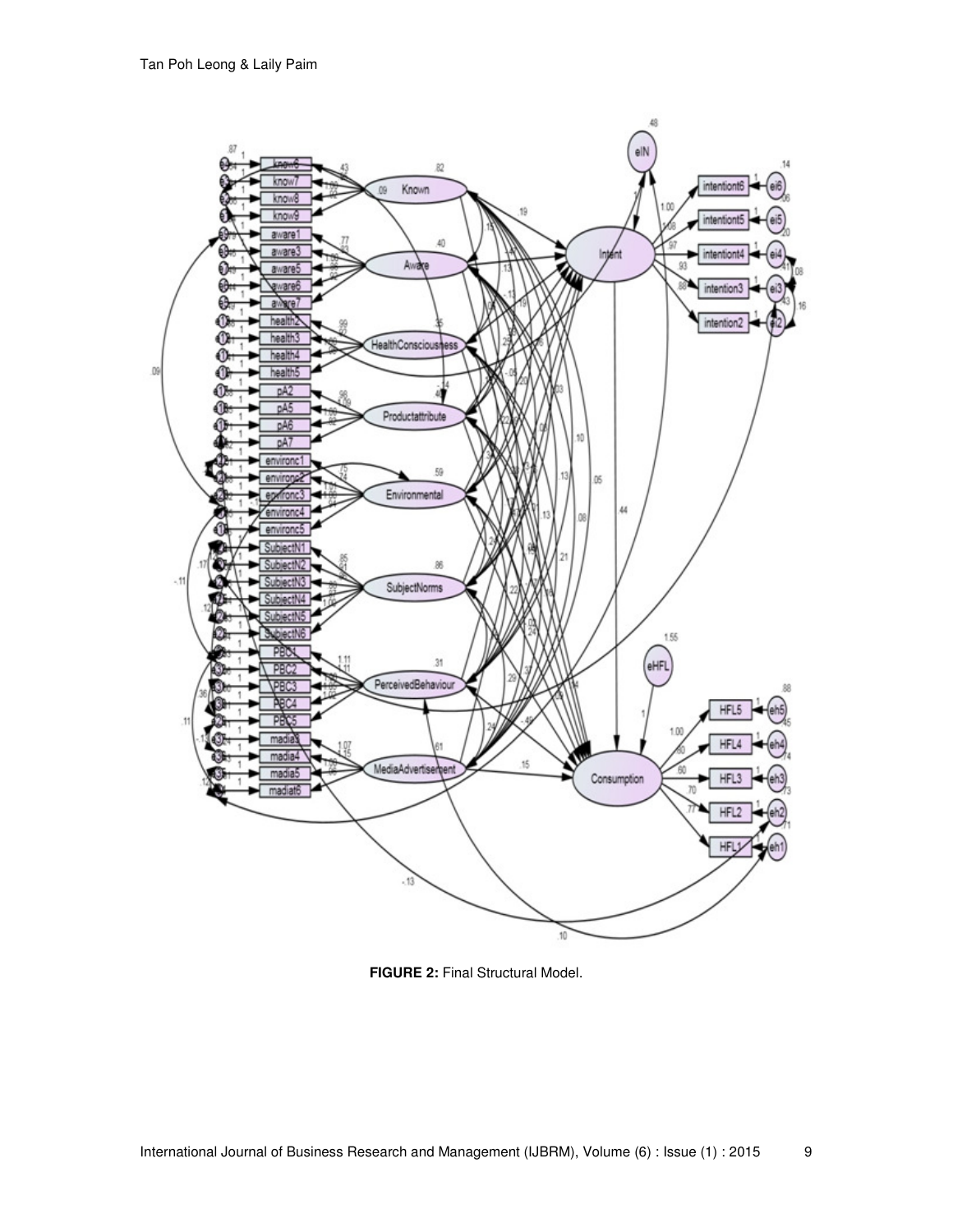**FIGURE 2:** Final Structural Model.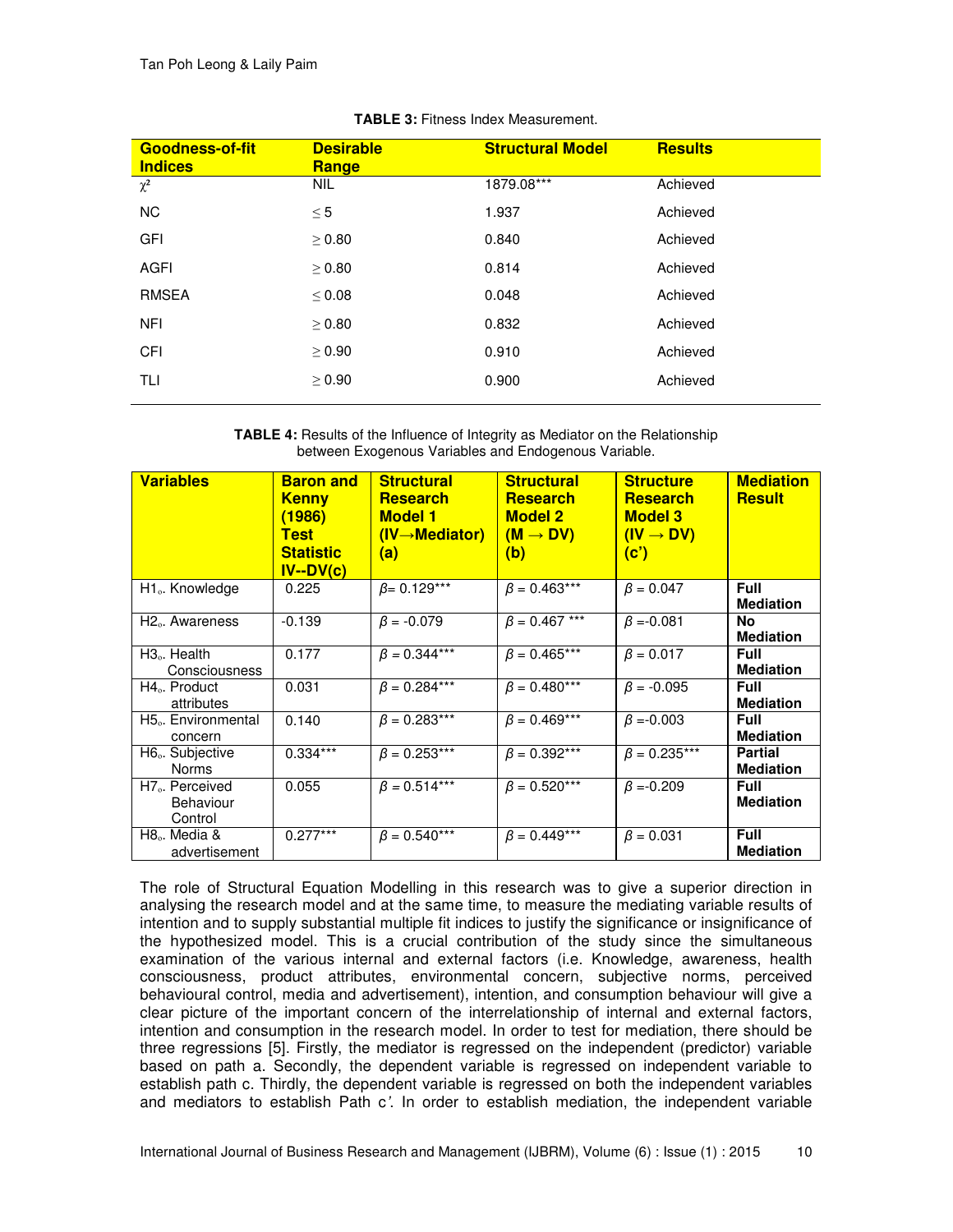**TABLE 3:** Fitness Index Measurement.

| Goodness-of-fit Indices | Desirable Range | Structural Model | Results |
|---|---|---|---|
| $\chi^2$ | NIL | 1879.08*** | Achieved |
| NC | $\leq 5$ | 1.937 | Achieved |
| GFI | $\geq 0.80$ | 0.840 | Achieved |
| AGFI | $\geq 0.80$ | 0.814 | Achieved |
| RMSEA | $\leq 0.08$ | 0.048 | Achieved |
| NFI | $\geq 0.80$ | 0.832 | Achieved |
| CFI | $\geq 0.90$ | 0.910 | Achieved |
| TLI | $\geq 0.90$ | 0.900 | Achieved |

**TABLE 4:** Results of the Influence of Integrity as Mediator on the Relationship between Exogenous Variables and Endogenous Variable.

| Variables | Baron and Kenny (1986) Test Statistic IV--DV(c) | Structural Research Model 1 (IV→Mediator) (a) | Structural Research Model 2 (M → DV) (b) | Structure Research Model 3 (IV → DV) (c') | Mediation Result |
|---|---|---|---|---|---|
| H1$_o$. Knowledge | 0.225 | $\beta$= 0.129*** | $\beta$ = 0.463*** | $\beta$ = 0.047 | **Full Mediation** |
| H2$_o$. Awareness | -0.139 | $\beta$ = -0.079 | $\beta$ = 0.467 *** | $\beta$ =-0.081 | **No Mediation** |
| H3$_o$. Health Consciousness | 0.177 | $\beta$ = 0.344*** | $\beta$ = 0.465*** | $\beta$ = 0.017 | **Full Mediation** |
| H4$_o$. Product attributes | 0.031 | $\beta$ = 0.284*** | $\beta$ = 0.480*** | $\beta$ = -0.095 | **Full Mediation** |
| H5$_o$. Environmental concern | 0.140 | $\beta$ = 0.283*** | $\beta$ = 0.469*** | $\beta$ =-0.003 | **Full Mediation** |
| H6$_o$. Subjective Norms | 0.334*** | $\beta$ = 0.253*** | $\beta$ = 0.392*** | $\beta$ = 0.235*** | **Partial Mediation** |
| H7$_o$. Perceived Behaviour Control | 0.055 | $\beta$ = 0.514*** | $\beta$ = 0.520*** | $\beta$ =-0.209 | **Full Mediation** |
| H8$_o$. Media & advertisement | 0.277*** | $\beta$ = 0.540*** | $\beta$ = 0.449*** | $\beta$ = 0.031 | **Full Mediation** |

The role of Structural Equation Modelling in this research was to give a superior direction in analysing the research model and at the same time, to measure the mediating variable results of intention and to supply substantial multiple fit indices to justify the significance or insignificance of the hypothesized model. This is a crucial contribution of the study since the simultaneous examination of the various internal and external factors (i.e. Knowledge, awareness, health consciousness, product attributes, environmental concern, subjective norms, perceived behavioural control, media and advertisement), intention, and consumption behaviour will give a clear picture of the important concern of the interrelationship of internal and external factors, intention and consumption in the research model. In order to test for mediation, there should be three regressions [5]. Firstly, the mediator is regressed on the independent (predictor) variable based on path a. Secondly, the dependent variable is regressed on independent variable to establish path c. Thirdly, the dependent variable is regressed on both the independent variables and mediators to establish Path c*'*. In order to establish mediation, the independent variable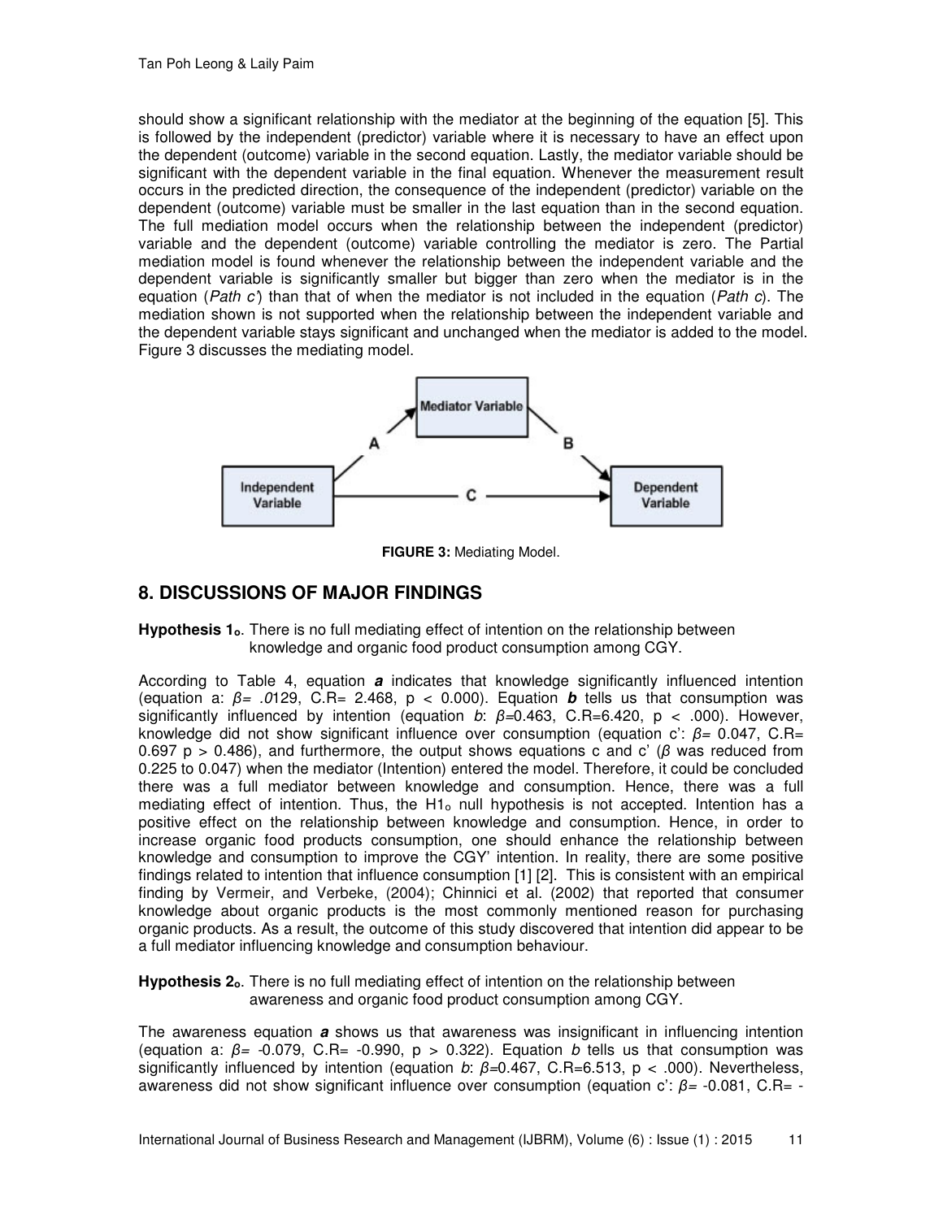should show a significant relationship with the mediator at the beginning of the equation [5]. This is followed by the independent (predictor) variable where it is necessary to have an effect upon the dependent (outcome) variable in the second equation. Lastly, the mediator variable should be significant with the dependent variable in the final equation. Whenever the measurement result occurs in the predicted direction, the consequence of the independent (predictor) variable on the dependent (outcome) variable must be smaller in the last equation than in the second equation. The full mediation model occurs when the relationship between the independent (predictor) variable and the dependent (outcome) variable controlling the mediator is zero. The Partial mediation model is found whenever the relationship between the independent variable and the dependent variable is significantly smaller but bigger than zero when the mediator is in the equation (*Path c'*) than that of when the mediator is not included in the equation (*Path c*). The mediation shown is not supported when the relationship between the independent variable and the dependent variable stays significant and unchanged when the mediator is added to the model. Figure 3 discusses the mediating model.

**FIGURE 3:** Mediating Model.

## 8. DISCUSSIONS OF MAJOR FINDINGS

**Hypothesis $1_o$**. There is no full mediating effect of intention on the relationship between knowledge and organic food product consumption among CGY.

According to Table 4, equation ***a*** indicates that knowledge significantly influenced intention (equation a: $\beta= .0129$, C.R= 2.468, $p < 0.000$). Equation ***b*** tells us that consumption was significantly influenced by intention (equation *b*: $\beta$=0.463, C.R=6.420, $p < .000$). However, knowledge did not show significant influence over consumption (equation c': $\beta= 0.047$, C.R= 0.697 $p > 0.486$), and furthermore, the output shows equations c and c' ($\beta$ was reduced from 0.225 to 0.047) when the mediator (Intention) entered the model. Therefore, it could be concluded there was a full mediator between knowledge and consumption. Hence, there was a full mediating effect of intention. Thus, the $H1_o$ null hypothesis is not accepted. Intention has a positive effect on the relationship between knowledge and consumption. Hence, in order to increase organic food products consumption, one should enhance the relationship between knowledge and consumption to improve the CGY' intention. In reality, there are some positive findings related to intention that influence consumption [1] [2]. This is consistent with an empirical finding by Vermeir, and Verbeke, (2004); Chinnici et al. (2002) that reported that consumer knowledge about organic products is the most commonly mentioned reason for purchasing organic products. As a result, the outcome of this study discovered that intention did appear to be a full mediator influencing knowledge and consumption behaviour.

**Hypothesis $2_o$**. There is no full mediating effect of intention on the relationship between awareness and organic food product consumption among CGY.

The awareness equation ***a*** shows us that awareness was insignificant in influencing intention (equation a: $\beta= -0.079$, C.R= -0.990, $p > 0.322$). Equation *b* tells us that consumption was significantly influenced by intention (equation *b*: $\beta$=0.467, C.R=6.513, $p < .000$). Nevertheless, awareness did not show significant influence over consumption (equation c': $\beta= -0.081$, C.R= -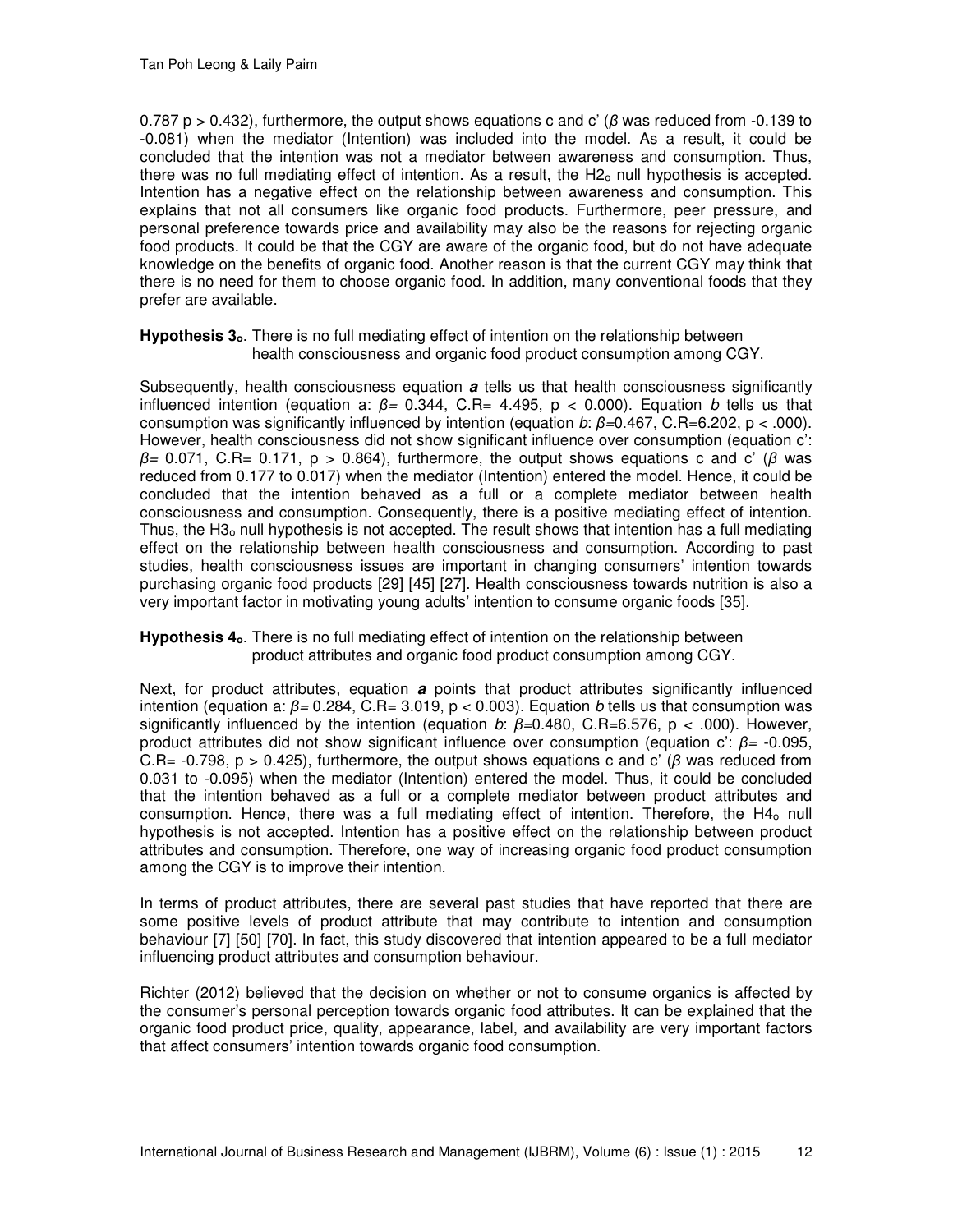0.787 $p > 0.432$), furthermore, the output shows equations c and c' ($\beta$ was reduced from -0.139 to -0.081) when the mediator (Intention) was included into the model. As a result, it could be concluded that the intention was not a mediator between awareness and consumption. Thus, there was no full mediating effect of intention. As a result, the $H2_o$ null hypothesis is accepted. Intention has a negative effect on the relationship between awareness and consumption. This explains that not all consumers like organic food products. Furthermore, peer pressure, and personal preference towards price and availability may also be the reasons for rejecting organic food products. It could be that the CGY are aware of the organic food, but do not have adequate knowledge on the benefits of organic food. Another reason is that the current CGY may think that there is no need for them to choose organic food. In addition, many conventional foods that they prefer are available.

**Hypothesis $3_o$**. There is no full mediating effect of intention on the relationship between health consciousness and organic food product consumption among CGY.

Subsequently, health consciousness equation ***a*** tells us that health consciousness significantly influenced intention (equation a: $\beta = 0.344$, C.R= 4.495, $p < 0.000$). Equation *b* tells us that consumption was significantly influenced by intention (equation *b*: $\beta$=0.467, C.R=6.202, $p < .000$). However, health consciousness did not show significant influence over consumption (equation c': $\beta = 0.071$, C.R= 0.171, $p > 0.864$), furthermore, the output shows equations c and c' ($\beta$ was reduced from 0.177 to 0.017) when the mediator (Intention) entered the model. Hence, it could be concluded that the intention behaved as a full or a complete mediator between health consciousness and consumption. Consequently, there is a positive mediating effect of intention. Thus, the $H3_o$ null hypothesis is not accepted. The result shows that intention has a full mediating effect on the relationship between health consciousness and consumption. According to past studies, health consciousness issues are important in changing consumers' intention towards purchasing organic food products [29] [45] [27]. Health consciousness towards nutrition is also a very important factor in motivating young adults' intention to consume organic foods [35].

**Hypothesis $4_o$**. There is no full mediating effect of intention on the relationship between product attributes and organic food product consumption among CGY.

Next, for product attributes, equation ***a*** points that product attributes significantly influenced intention (equation a: $\beta = 0.284$, C.R= 3.019, $p < 0.003$). Equation *b* tells us that consumption was significantly influenced by the intention (equation *b*: $\beta$=0.480, C.R=6.576, $p < .000$). However, product attributes did not show significant influence over consumption (equation c': $\beta = -0.095$, C.R= -0.798, $p > 0.425$), furthermore, the output shows equations c and c' ($\beta$ was reduced from 0.031 to -0.095) when the mediator (Intention) entered the model. Thus, it could be concluded that the intention behaved as a full or a complete mediator between product attributes and consumption. Hence, there was a full mediating effect of intention. Therefore, the $H4_o$ null hypothesis is not accepted. Intention has a positive effect on the relationship between product attributes and consumption. Therefore, one way of increasing organic food product consumption among the CGY is to improve their intention.

In terms of product attributes, there are several past studies that have reported that there are some positive levels of product attribute that may contribute to intention and consumption behaviour [7] [50] [70]. In fact, this study discovered that intention appeared to be a full mediator influencing product attributes and consumption behaviour.

Richter (2012) believed that the decision on whether or not to consume organics is affected by the consumer's personal perception towards organic food attributes. It can be explained that the organic food product price, quality, appearance, label, and availability are very important factors that affect consumers' intention towards organic food consumption.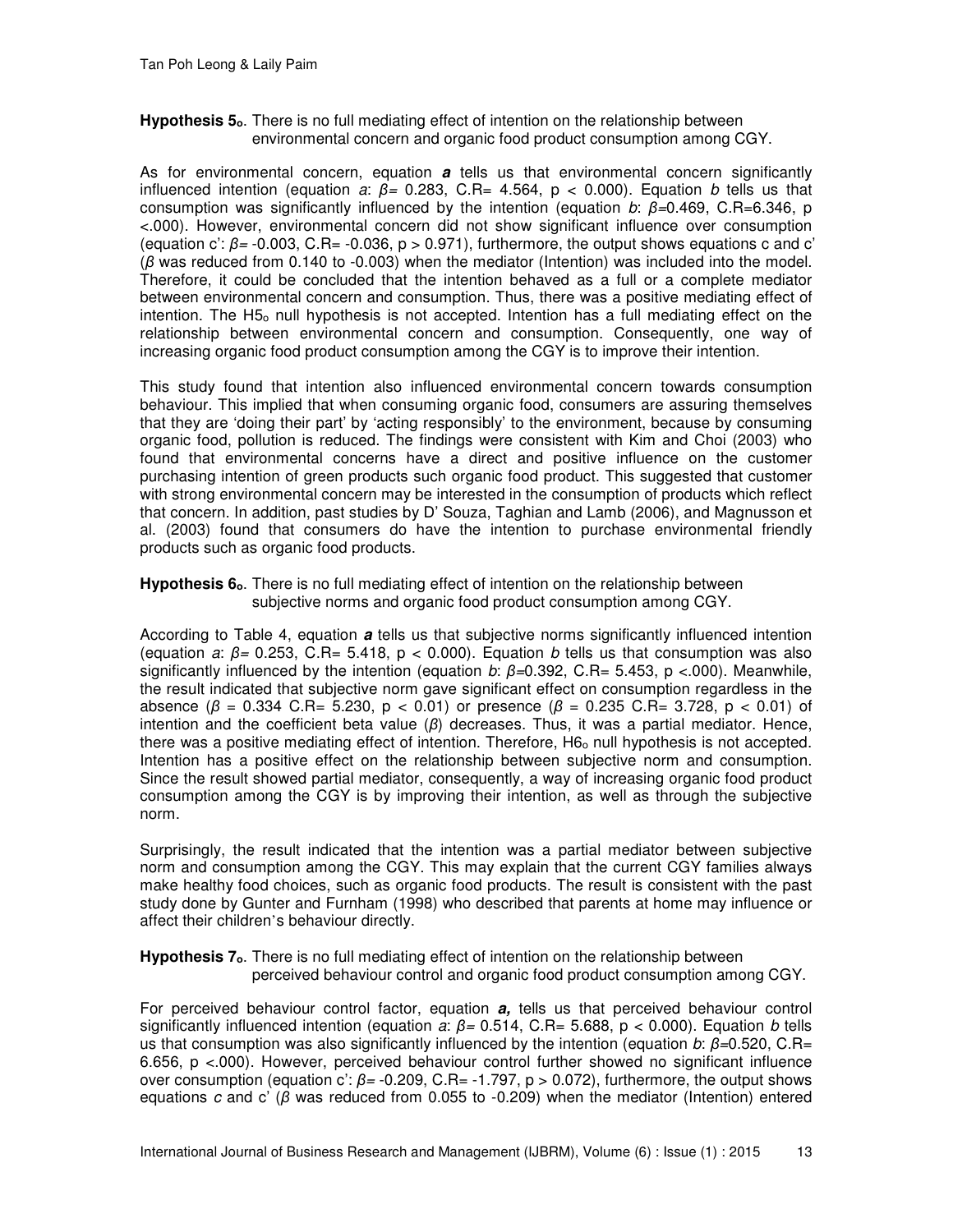**Hypothesis $5_o$**. There is no full mediating effect of intention on the relationship between environmental concern and organic food product consumption among CGY.

As for environmental concern, equation ***a*** tells us that environmental concern significantly influenced intention (equation *a*: $\beta$= 0.283, C.R= 4.564, $p < 0.000$). Equation *b* tells us that consumption was significantly influenced by the intention (equation *b*: $\beta$=0.469, C.R=6.346, p <.000). However, environmental concern did not show significant influence over consumption (equation c': $\beta$= -0.003, C.R= -0.036, $p > 0.971$), furthermore, the output shows equations c and c' ($\beta$ was reduced from 0.140 to -0.003) when the mediator (Intention) was included into the model. Therefore, it could be concluded that the intention behaved as a full or a complete mediator between environmental concern and consumption. Thus, there was a positive mediating effect of intention. The $H5_o$ null hypothesis is not accepted. Intention has a full mediating effect on the relationship between environmental concern and consumption. Consequently, one way of increasing organic food product consumption among the CGY is to improve their intention.

This study found that intention also influenced environmental concern towards consumption behaviour. This implied that when consuming organic food, consumers are assuring themselves that they are 'doing their part' by 'acting responsibly' to the environment, because by consuming organic food, pollution is reduced. The findings were consistent with Kim and Choi (2003) who found that environmental concerns have a direct and positive influence on the customer purchasing intention of green products such organic food product. This suggested that customer with strong environmental concern may be interested in the consumption of products which reflect that concern. In addition, past studies by D' Souza, Taghian and Lamb (2006), and Magnusson et al. (2003) found that consumers do have the intention to purchase environmental friendly products such as organic food products.

**Hypothesis $6_o$**. There is no full mediating effect of intention on the relationship between subjective norms and organic food product consumption among CGY.

According to Table 4, equation ***a*** tells us that subjective norms significantly influenced intention (equation *a*: $\beta$= 0.253, C.R= 5.418, $p < 0.000$). Equation *b* tells us that consumption was also significantly influenced by the intention (equation *b*: $\beta$=0.392, C.R= 5.453, p <.000). Meanwhile, the result indicated that subjective norm gave significant effect on consumption regardless in the absence ($\beta$ = 0.334 C.R= 5.230, $p < 0.01$) or presence ($\beta$ = 0.235 C.R= 3.728, $p < 0.01$) of intention and the coefficient beta value ($\beta$) decreases. Thus, it was a partial mediator. Hence, there was a positive mediating effect of intention. Therefore, $H6_o$ null hypothesis is not accepted. Intention has a positive effect on the relationship between subjective norm and consumption. Since the result showed partial mediator, consequently, a way of increasing organic food product consumption among the CGY is by improving their intention, as well as through the subjective norm.

Surprisingly, the result indicated that the intention was a partial mediator between subjective norm and consumption among the CGY. This may explain that the current CGY families always make healthy food choices, such as organic food products. The result is consistent with the past study done by Gunter and Furnham (1998) who described that parents at home may influence or affect their children's behaviour directly.

**Hypothesis $7_o$**. There is no full mediating effect of intention on the relationship between perceived behaviour control and organic food product consumption among CGY.

For perceived behaviour control factor, equation ***a,*** tells us that perceived behaviour control significantly influenced intention (equation *a*: $\beta$= 0.514, C.R= 5.688, $p < 0.000$). Equation *b* tells us that consumption was also significantly influenced by the intention (equation *b*: $\beta$=0.520, C.R= 6.656, p <.000). However, perceived behaviour control further showed no significant influence over consumption (equation c': $\beta$= -0.209, C.R= -1.797, $p > 0.072$), furthermore, the output shows equations *c* and c' ($\beta$ was reduced from 0.055 to -0.209) when the mediator (Intention) entered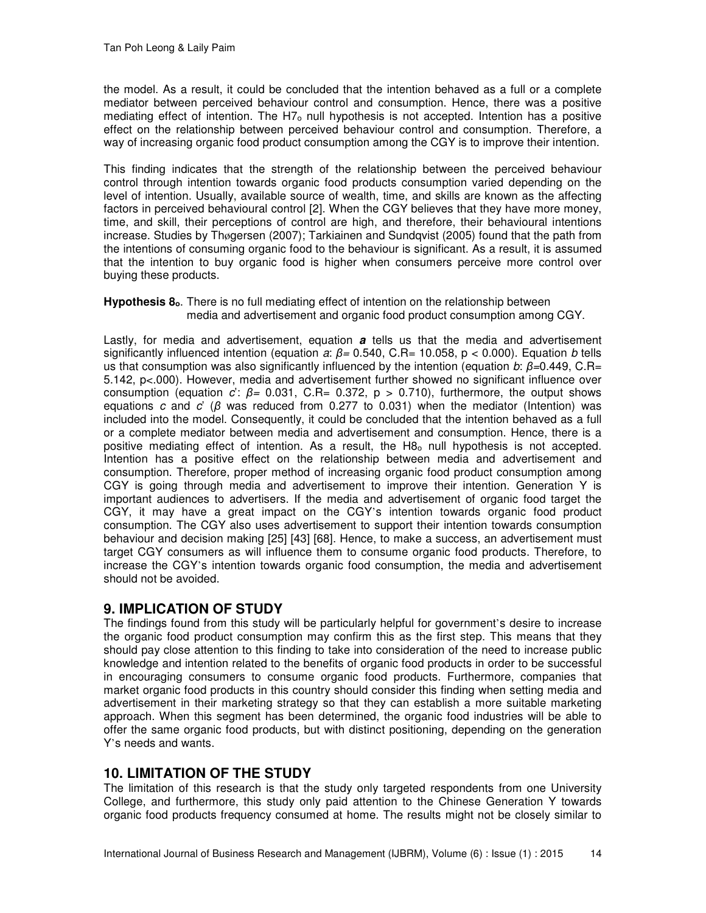the model. As a result, it could be concluded that the intention behaved as a full or a complete mediator between perceived behaviour control and consumption. Hence, there was a positive mediating effect of intention. The $H7_o$ null hypothesis is not accepted. Intention has a positive effect on the relationship between perceived behaviour control and consumption. Therefore, a way of increasing organic food product consumption among the CGY is to improve their intention.

This finding indicates that the strength of the relationship between the perceived behaviour control through intention towards organic food products consumption varied depending on the level of intention. Usually, available source of wealth, time, and skills are known as the affecting factors in perceived behavioural control [2]. When the CGY believes that they have more money, time, and skill, their perceptions of control are high, and therefore, their behavioural intentions increase. Studies by Thøgersen (2007); Tarkiainen and Sundqvist (2005) found that the path from the intentions of consuming organic food to the behaviour is significant. As a result, it is assumed that the intention to buy organic food is higher when consumers perceive more control over buying these products.

**Hypothesis $8_o$**. There is no full mediating effect of intention on the relationship between media and advertisement and organic food product consumption among CGY.

Lastly, for media and advertisement, equation ***a*** tells us that the media and advertisement significantly influenced intention (equation *a*: $\beta$= 0.540, C.R= 10.058, p < 0.000). Equation *b* tells us that consumption was also significantly influenced by the intention (equation *b*: $\beta$=0.449, C.R= 5.142, p<.000). However, media and advertisement further showed no significant influence over consumption (equation *c*': $\beta$= 0.031, C.R= 0.372, p > 0.710), furthermore, the output shows equations *c* and *c*' ($\beta$ was reduced from 0.277 to 0.031) when the mediator (Intention) was included into the model. Consequently, it could be concluded that the intention behaved as a full or a complete mediator between media and advertisement and consumption. Hence, there is a positive mediating effect of intention. As a result, the $H8_o$ null hypothesis is not accepted. Intention has a positive effect on the relationship between media and advertisement and consumption. Therefore, proper method of increasing organic food product consumption among CGY is going through media and advertisement to improve their intention. Generation Y is important audiences to advertisers. If the media and advertisement of organic food target the CGY, it may have a great impact on the CGY's intention towards organic food product consumption. The CGY also uses advertisement to support their intention towards consumption behaviour and decision making [25] [43] [68]. Hence, to make a success, an advertisement must target CGY consumers as will influence them to consume organic food products. Therefore, to increase the CGY's intention towards organic food consumption, the media and advertisement should not be avoided.

## 9. IMPLICATION OF STUDY

The findings found from this study will be particularly helpful for government's desire to increase the organic food product consumption may confirm this as the first step. This means that they should pay close attention to this finding to take into consideration of the need to increase public knowledge and intention related to the benefits of organic food products in order to be successful in encouraging consumers to consume organic food products. Furthermore, companies that market organic food products in this country should consider this finding when setting media and advertisement in their marketing strategy so that they can establish a more suitable marketing approach. When this segment has been determined, the organic food industries will be able to offer the same organic food products, but with distinct positioning, depending on the generation Y's needs and wants.

## 10. LIMITATION OF THE STUDY

The limitation of this research is that the study only targeted respondents from one University College, and furthermore, this study only paid attention to the Chinese Generation Y towards organic food products frequency consumed at home. The results might not be closely similar to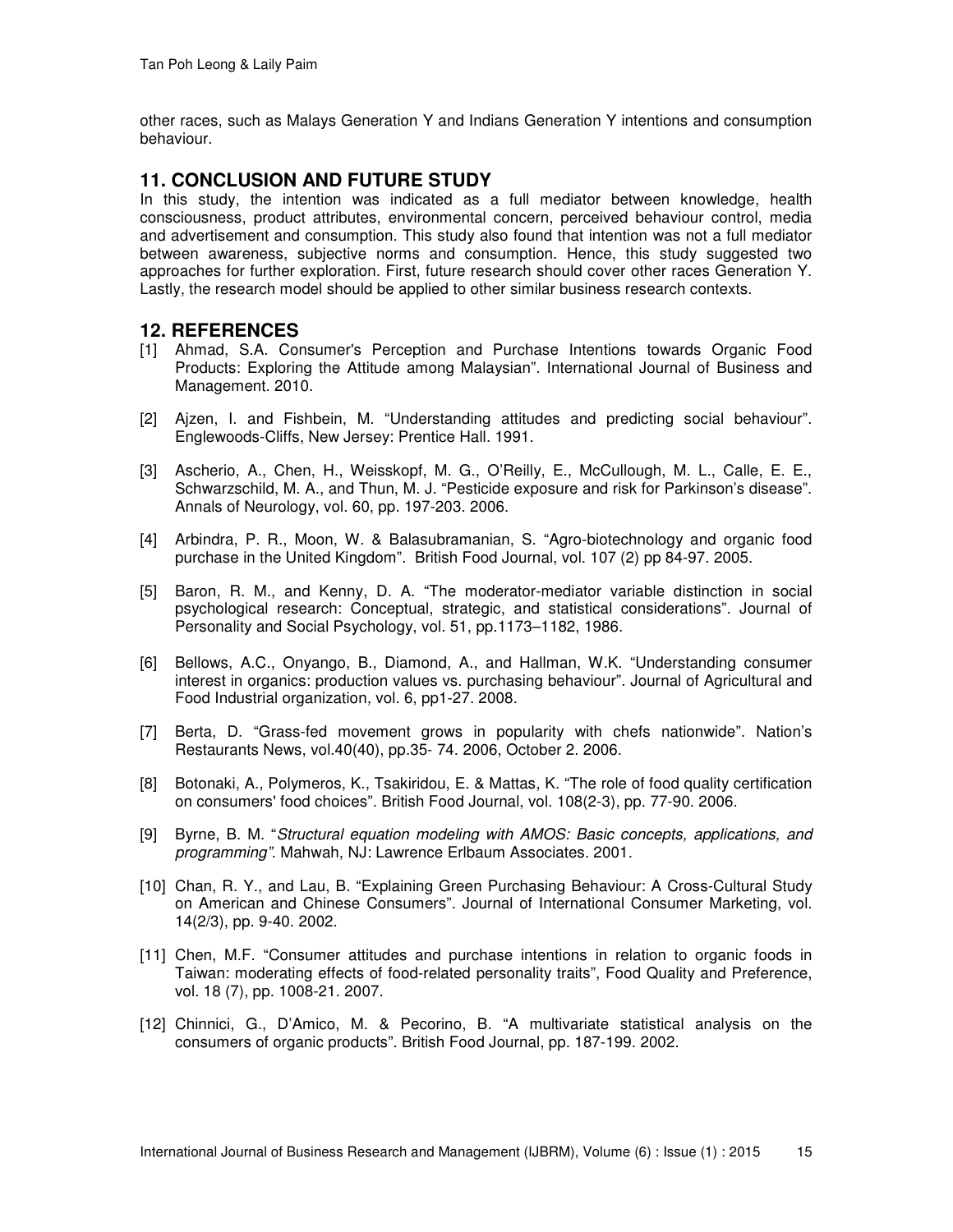other races, such as Malays Generation Y and Indians Generation Y intentions and consumption behaviour.

## 11. CONCLUSION AND FUTURE STUDY

In this study, the intention was indicated as a full mediator between knowledge, health consciousness, product attributes, environmental concern, perceived behaviour control, media and advertisement and consumption. This study also found that intention was not a full mediator between awareness, subjective norms and consumption. Hence, this study suggested two approaches for further exploration. First, future research should cover other races Generation Y. Lastly, the research model should be applied to other similar business research contexts.

## 12. REFERENCES

[1] Ahmad, S.A. Consumer's Perception and Purchase Intentions towards Organic Food Products: Exploring the Attitude among Malaysian". International Journal of Business and Management. 2010.

[2] Ajzen, I. and Fishbein, M. "Understanding attitudes and predicting social behaviour". Englewoods-Cliffs, New Jersey: Prentice Hall. 1991.

[3] Ascherio, A., Chen, H., Weisskopf, M. G., O'Reilly, E., McCullough, M. L., Calle, E. E., Schwarzschild, M. A., and Thun, M. J. "Pesticide exposure and risk for Parkinson's disease". Annals of Neurology, vol. 60, pp. 197-203. 2006.

[4] Arbindra, P. R., Moon, W. & Balasubramanian, S. "Agro-biotechnology and organic food purchase in the United Kingdom". British Food Journal, vol. 107 (2) pp 84-97. 2005.

[5] Baron, R. M., and Kenny, D. A. "The moderator-mediator variable distinction in social psychological research: Conceptual, strategic, and statistical considerations". Journal of Personality and Social Psychology, vol. 51, pp.1173–1182, 1986.

[6] Bellows, A.C., Onyango, B., Diamond, A., and Hallman, W.K. "Understanding consumer interest in organics: production values vs. purchasing behaviour". Journal of Agricultural and Food Industrial organization, vol. 6, pp1-27. 2008.

[7] Berta, D. "Grass-fed movement grows in popularity with chefs nationwide". Nation's Restaurants News, vol.40(40), pp.35- 74. 2006, October 2. 2006.

[8] Botonaki, A., Polymeros, K., Tsakiridou, E. & Mattas, K. "The role of food quality certification on consumers' food choices". British Food Journal, vol. 108(2-3), pp. 77-90. 2006.

[9] Byrne, B. M. "*Structural equation modeling with AMOS: Basic concepts, applications, and programming"*. Mahwah, NJ: Lawrence Erlbaum Associates. 2001.

[10] Chan, R. Y., and Lau, B. "Explaining Green Purchasing Behaviour: A Cross-Cultural Study on American and Chinese Consumers". Journal of International Consumer Marketing, vol. 14(2/3), pp. 9-40. 2002.

[11] Chen, M.F. "Consumer attitudes and purchase intentions in relation to organic foods in Taiwan: moderating effects of food-related personality traits", Food Quality and Preference, vol. 18 (7), pp. 1008-21. 2007.

[12] Chinnici, G., D'Amico, M. & Pecorino, B. "A multivariate statistical analysis on the consumers of organic products". British Food Journal, pp. 187-199. 2002.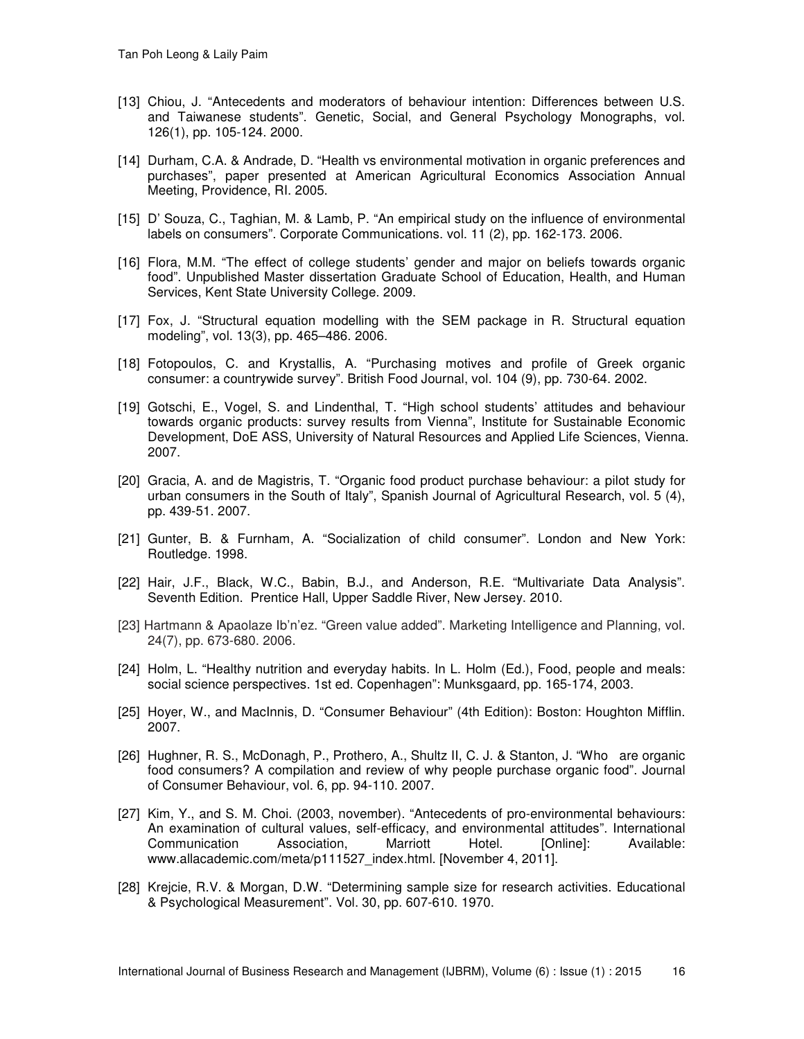[13] Chiou, J. "Antecedents and moderators of behaviour intention: Differences between U.S. and Taiwanese students". Genetic, Social, and General Psychology Monographs, vol. 126(1), pp. 105-124. 2000.

[14] Durham, C.A. & Andrade, D. "Health vs environmental motivation in organic preferences and purchases", paper presented at American Agricultural Economics Association Annual Meeting, Providence, RI. 2005.

[15] D' Souza, C., Taghian, M. & Lamb, P. "An empirical study on the influence of environmental labels on consumers". Corporate Communications. vol. 11 (2), pp. 162-173. 2006.

[16] Flora, M.M. "The effect of college students' gender and major on beliefs towards organic food". Unpublished Master dissertation Graduate School of Education, Health, and Human Services, Kent State University College. 2009.

[17] Fox, J. "Structural equation modelling with the SEM package in R. Structural equation modeling", vol. 13(3), pp. 465–486. 2006.

[18] Fotopoulos, C. and Krystallis, A. "Purchasing motives and profile of Greek organic consumer: a countrywide survey". British Food Journal, vol. 104 (9), pp. 730-64. 2002.

[19] Gotschi, E., Vogel, S. and Lindenthal, T. "High school students' attitudes and behaviour towards organic products: survey results from Vienna", Institute for Sustainable Economic Development, DoE ASS, University of Natural Resources and Applied Life Sciences, Vienna. 2007.

[20] Gracia, A. and de Magistris, T. "Organic food product purchase behaviour: a pilot study for urban consumers in the South of Italy", Spanish Journal of Agricultural Research, vol. 5 (4), pp. 439-51. 2007.

[21] Gunter, B. & Furnham, A. "Socialization of child consumer". London and New York: Routledge. 1998.

[22] Hair, J.F., Black, W.C., Babin, B.J., and Anderson, R.E. "Multivariate Data Analysis". Seventh Edition. Prentice Hall, Upper Saddle River, New Jersey. 2010.

[23] Hartmann & Apaolaze Ib'n'ez. "Green value added". Marketing Intelligence and Planning, vol. 24(7), pp. 673-680. 2006.

[24] Holm, L. "Healthy nutrition and everyday habits. In L. Holm (Ed.), Food, people and meals: social science perspectives. 1st ed. Copenhagen": Munksgaard, pp. 165-174, 2003.

[25] Hoyer, W., and MacInnis, D. "Consumer Behaviour" (4th Edition): Boston: Houghton Mifflin. 2007.

[26] Hughner, R. S., McDonagh, P., Prothero, A., Shultz II, C. J. & Stanton, J. "Who are organic food consumers? A compilation and review of why people purchase organic food". Journal of Consumer Behaviour, vol. 6, pp. 94-110. 2007.

[27] Kim, Y., and S. M. Choi. (2003, november). "Antecedents of pro-environmental behaviours: An examination of cultural values, self-efficacy, and environmental attitudes". International Communication Association, Marriott Hotel. [Online]: Available: www.allacademic.com/meta/p111527_index.html. [November 4, 2011].

[28] Krejcie, R.V. & Morgan, D.W. "Determining sample size for research activities. Educational & Psychological Measurement". Vol. 30, pp. 607-610. 1970.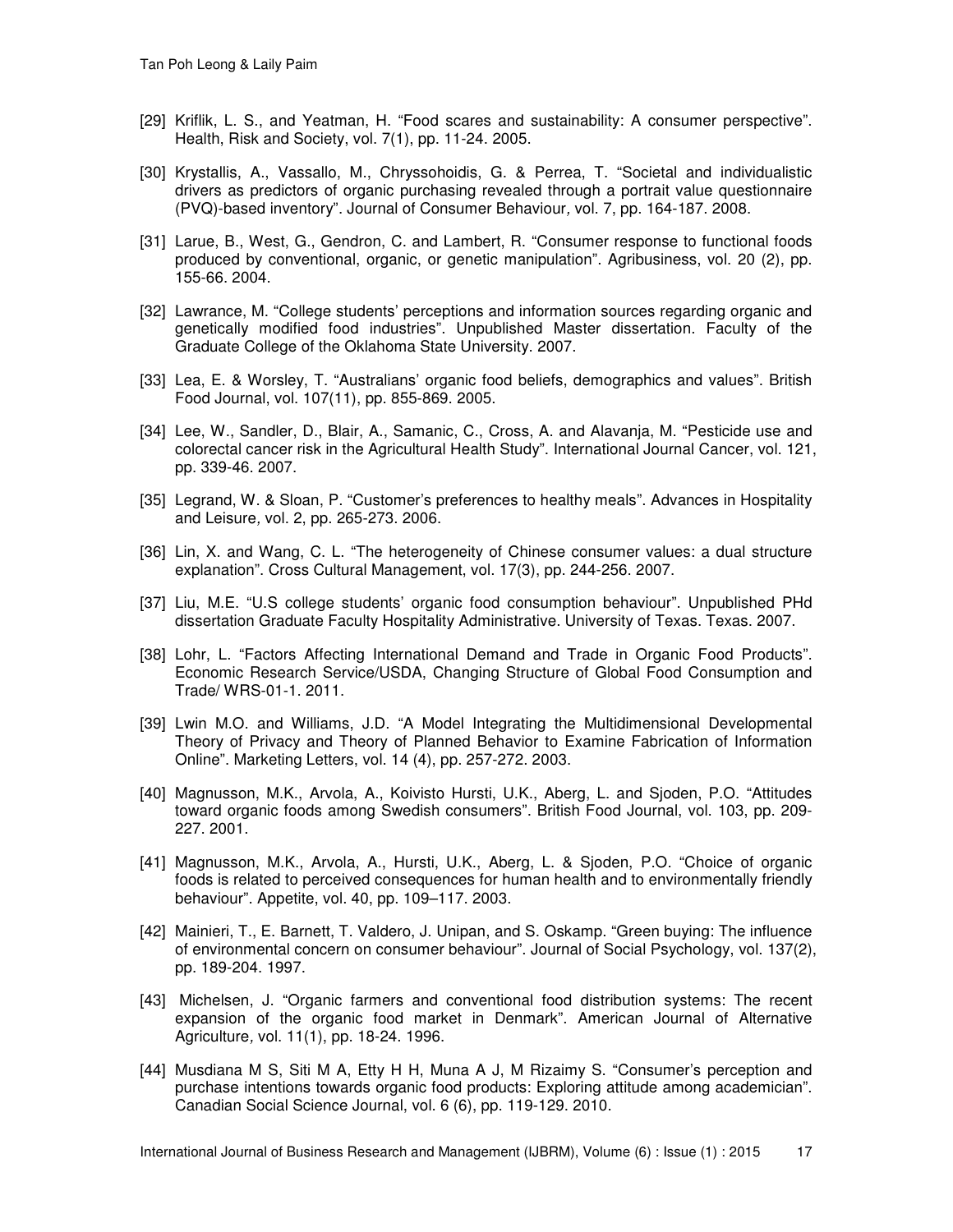[29] Kriflik, L. S., and Yeatman, H. "Food scares and sustainability: A consumer perspective". Health, Risk and Society, vol. 7(1), pp. 11-24. 2005.

[30] Krystallis, A., Vassallo, M., Chryssohoidis, G. & Perrea, T. "Societal and individualistic drivers as predictors of organic purchasing revealed through a portrait value questionnaire (PVQ)-based inventory". Journal of Consumer Behaviour, vol. 7, pp. 164-187. 2008.

[31] Larue, B., West, G., Gendron, C. and Lambert, R. "Consumer response to functional foods produced by conventional, organic, or genetic manipulation". Agribusiness, vol. 20 (2), pp. 155-66. 2004.

[32] Lawrance, M. "College students' perceptions and information sources regarding organic and genetically modified food industries". Unpublished Master dissertation. Faculty of the Graduate College of the Oklahoma State University. 2007.

[33] Lea, E. & Worsley, T. "Australians' organic food beliefs, demographics and values". British Food Journal, vol. 107(11), pp. 855-869. 2005.

[34] Lee, W., Sandler, D., Blair, A., Samanic, C., Cross, A. and Alavanja, M. "Pesticide use and colorectal cancer risk in the Agricultural Health Study". International Journal Cancer, vol. 121, pp. 339-46. 2007.

[35] Legrand, W. & Sloan, P. "Customer's preferences to healthy meals". Advances in Hospitality and Leisure, vol. 2, pp. 265-273. 2006.

[36] Lin, X. and Wang, C. L. "The heterogeneity of Chinese consumer values: a dual structure explanation". Cross Cultural Management, vol. 17(3), pp. 244-256. 2007.

[37] Liu, M.E. "U.S college students' organic food consumption behaviour". Unpublished PHd dissertation Graduate Faculty Hospitality Administrative. University of Texas. Texas. 2007.

[38] Lohr, L. "Factors Affecting International Demand and Trade in Organic Food Products". Economic Research Service/USDA, Changing Structure of Global Food Consumption and Trade/ WRS-01-1. 2011.

[39] Lwin M.O. and Williams, J.D. "A Model Integrating the Multidimensional Developmental Theory of Privacy and Theory of Planned Behavior to Examine Fabrication of Information Online". Marketing Letters, vol. 14 (4), pp. 257-272. 2003.

[40] Magnusson, M.K., Arvola, A., Koivisto Hursti, U.K., Aberg, L. and Sjoden, P.O. "Attitudes toward organic foods among Swedish consumers". British Food Journal, vol. 103, pp. 209-227. 2001.

[41] Magnusson, M.K., Arvola, A., Hursti, U.K., Aberg, L. & Sjoden, P.O. "Choice of organic foods is related to perceived consequences for human health and to environmentally friendly behaviour". Appetite, vol. 40, pp. 109–117. 2003.

[42] Mainieri, T., E. Barnett, T. Valdero, J. Unipan, and S. Oskamp. "Green buying: The influence of environmental concern on consumer behaviour". Journal of Social Psychology, vol. 137(2), pp. 189-204. 1997.

[43] Michelsen, J. "Organic farmers and conventional food distribution systems: The recent expansion of the organic food market in Denmark". American Journal of Alternative Agriculture, vol. 11(1), pp. 18-24. 1996.

[44] Musdiana M S, Siti M A, Etty H H, Muna A J, M Rizaimy S. "Consumer's perception and purchase intentions towards organic food products: Exploring attitude among academician". Canadian Social Science Journal, vol. 6 (6), pp. 119-129. 2010.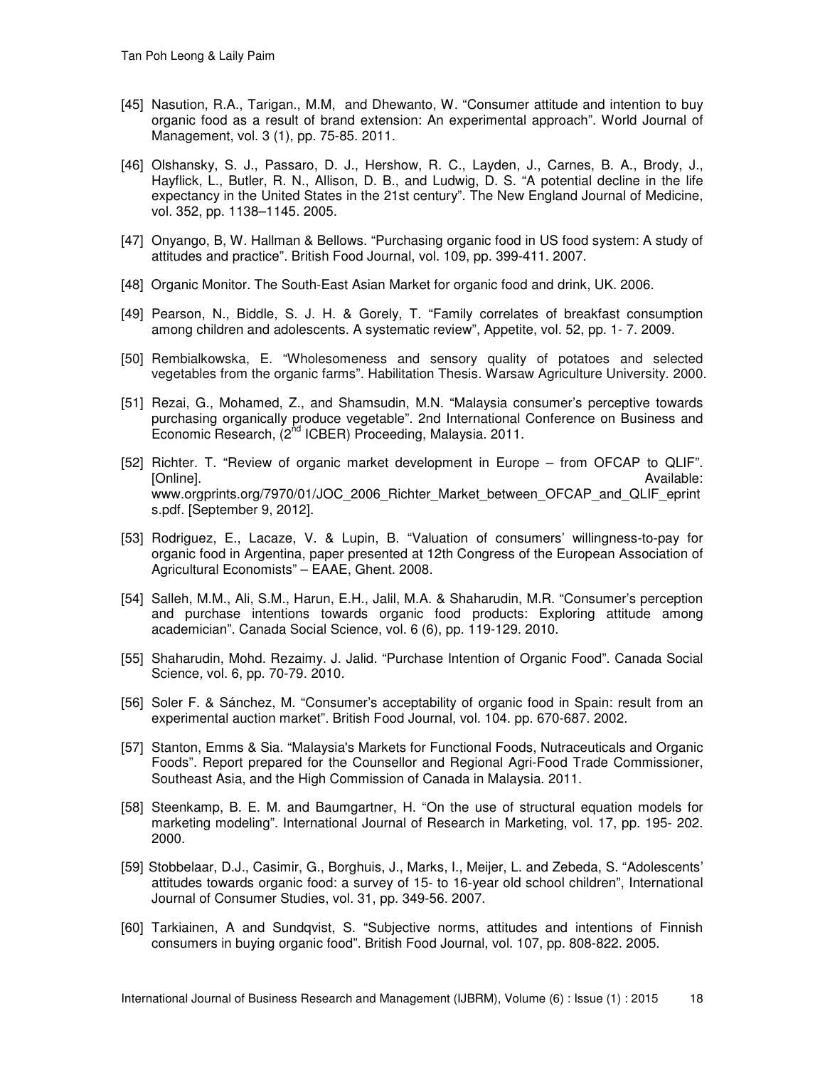[45] Nasution, R.A., Tarigan., M.M, and Dhewanto, W. "Consumer attitude and intention to buy organic food as a result of brand extension: An experimental approach". World Journal of Management, vol. 3 (1), pp. 75-85. 2011.

[46] Olshansky, S. J., Passaro, D. J., Hershow, R. C., Layden, J., Carnes, B. A., Brody, J., Hayflick, L., Butler, R. N., Allison, D. B., and Ludwig, D. S. "A potential decline in the life expectancy in the United States in the 21st century". The New England Journal of Medicine, vol. 352, pp. 1138–1145. 2005.

[47] Onyango, B, W. Hallman & Bellows. "Purchasing organic food in US food system: A study of attitudes and practice". British Food Journal, vol. 109, pp. 399-411. 2007.

[48] Organic Monitor. The South-East Asian Market for organic food and drink, UK. 2006.

[49] Pearson, N., Biddle, S. J. H. & Gorely, T. "Family correlates of breakfast consumption among children and adolescents. A systematic review", Appetite, vol. 52, pp. 1- 7. 2009.

[50] Rembialkowska, E. "Wholesomeness and sensory quality of potatoes and selected vegetables from the organic farms". Habilitation Thesis. Warsaw Agriculture University. 2000.

[51] Rezai, G., Mohamed, Z., and Shamsudin, M.N. "Malaysia consumer's perceptive towards purchasing organically produce vegetable". 2nd International Conference on Business and Economic Research, (2nd ICBER) Proceeding, Malaysia. 2011.

[52] Richter. T. "Review of organic market development in Europe – from OFCAP to QLIF". [Online]. Available: www.orgprints.org/7970/01/JOC_2006_Richter_Market_between_OFCAP_and_QLIF_eprints.pdf. [September 9, 2012].

[53] Rodriguez, E., Lacaze, V. & Lupin, B. "Valuation of consumers' willingness-to-pay for organic food in Argentina, paper presented at 12th Congress of the European Association of Agricultural Economists" – EAAE, Ghent. 2008.

[54] Salleh, M.M., Ali, S.M., Harun, E.H., Jalil, M.A. & Shaharudin, M.R. "Consumer's perception and purchase intentions towards organic food products: Exploring attitude among academician". Canada Social Science, vol. 6 (6), pp. 119-129. 2010.

[55] Shaharudin, Mohd. Rezaimy. J. Jalid. "Purchase Intention of Organic Food". Canada Social Science, vol. 6, pp. 70-79. 2010.

[56] Soler F. & Sánchez, M. "Consumer's acceptability of organic food in Spain: result from an experimental auction market". British Food Journal, vol. 104. pp. 670-687. 2002.

[57] Stanton, Emms & Sia. "Malaysia's Markets for Functional Foods, Nutraceuticals and Organic Foods". Report prepared for the Counsellor and Regional Agri-Food Trade Commissioner, Southeast Asia, and the High Commission of Canada in Malaysia. 2011.

[58] Steenkamp, B. E. M. and Baumgartner, H. "On the use of structural equation models for marketing modeling". International Journal of Research in Marketing, vol. 17, pp. 195- 202. 2000.

[59] Stobbelaar, D.J., Casimir, G., Borghuis, J., Marks, I., Meijer, L. and Zebeda, S. "Adolescents' attitudes towards organic food: a survey of 15- to 16-year old school children", International Journal of Consumer Studies, vol. 31, pp. 349-56. 2007.

[60] Tarkiainen, A and Sundqvist, S. "Subjective norms, attitudes and intentions of Finnish consumers in buying organic food". British Food Journal, vol. 107, pp. 808-822. 2005.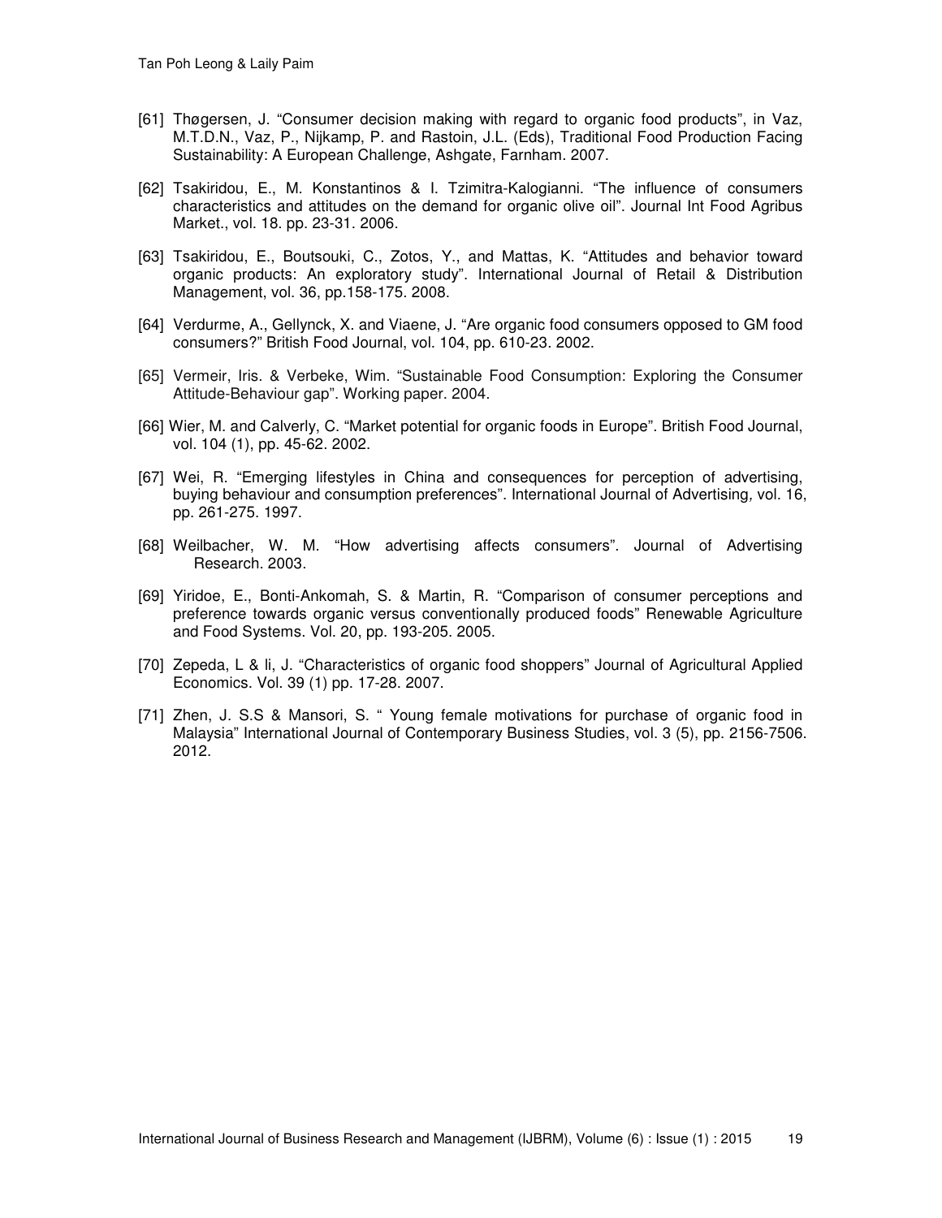[61] Thøgersen, J. "Consumer decision making with regard to organic food products", in Vaz, M.T.D.N., Vaz, P., Nijkamp, P. and Rastoin, J.L. (Eds), Traditional Food Production Facing Sustainability: A European Challenge, Ashgate, Farnham. 2007.

[62] Tsakiridou, E., M. Konstantinos & I. Tzimitra-Kalogianni. "The influence of consumers characteristics and attitudes on the demand for organic olive oil". Journal Int Food Agribus Market., vol. 18. pp. 23-31. 2006.

[63] Tsakiridou, E., Boutsouki, C., Zotos, Y., and Mattas, K. "Attitudes and behavior toward organic products: An exploratory study". International Journal of Retail & Distribution Management, vol. 36, pp.158-175. 2008.

[64] Verdurme, A., Gellynck, X. and Viaene, J. "Are organic food consumers opposed to GM food consumers?" British Food Journal, vol. 104, pp. 610-23. 2002.

[65] Vermeir, Iris. & Verbeke, Wim. "Sustainable Food Consumption: Exploring the Consumer Attitude-Behaviour gap". Working paper. 2004.

[66] Wier, M. and Calverly, C. "Market potential for organic foods in Europe". British Food Journal, vol. 104 (1), pp. 45-62. 2002.

[67] Wei, R. "Emerging lifestyles in China and consequences for perception of advertising, buying behaviour and consumption preferences". International Journal of Advertising, vol. 16, pp. 261-275. 1997.

[68] Weilbacher, W. M. "How advertising affects consumers". Journal of Advertising Research. 2003.

[69] Yiridoe, E., Bonti-Ankomah, S. & Martin, R. "Comparison of consumer perceptions and preference towards organic versus conventionally produced foods" Renewable Agriculture and Food Systems. Vol. 20, pp. 193-205. 2005.

[70] Zepeda, L & li, J. "Characteristics of organic food shoppers" Journal of Agricultural Applied Economics. Vol. 39 (1) pp. 17-28. 2007.

[71] Zhen, J. S.S & Mansori, S. " Young female motivations for purchase of organic food in Malaysia" International Journal of Contemporary Business Studies, vol. 3 (5), pp. 2156-7506. 2012.